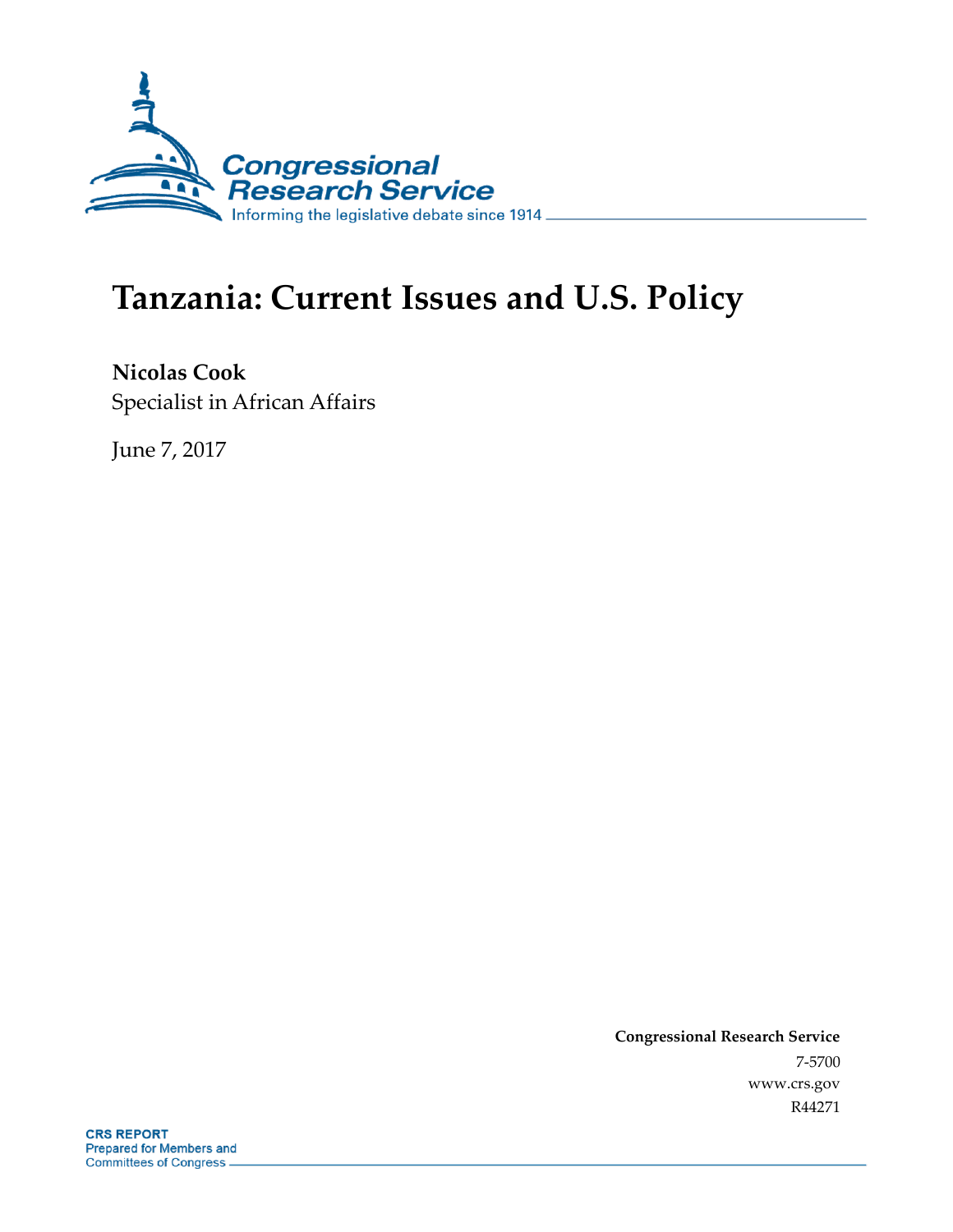Congressional Research Service

Informing the legislative debate since 1914

# Tanzania: Current Issues and U.S. Policy

**Nicolas Cook**

Specialist in African Affairs

June 7, 2017

**Congressional Research Service**

7-5700

www.crs.gov

R44271

**CRS REPORT**

Prepared for Members and Committees of Congress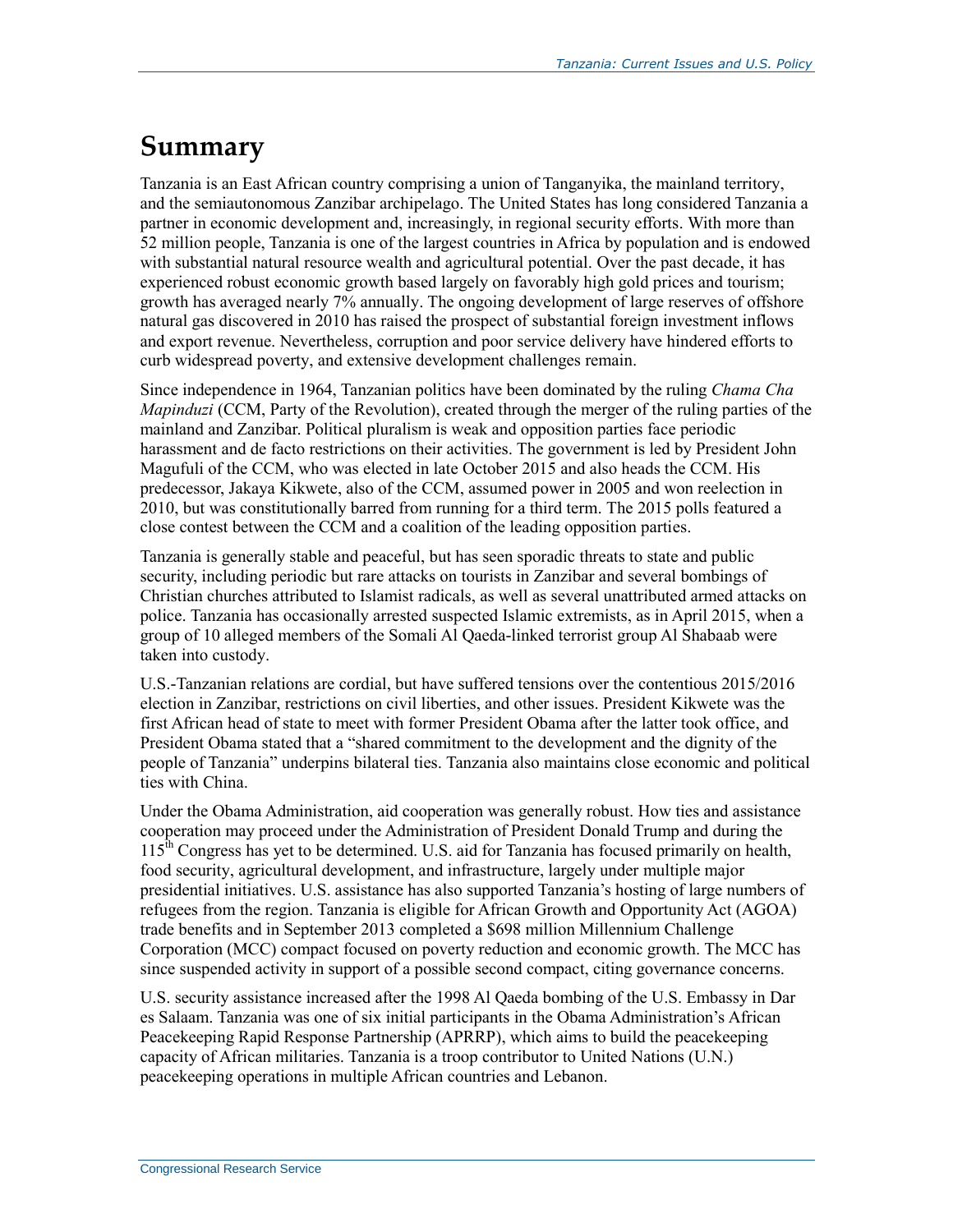# Summary

Tanzania is an East African country comprising a union of Tanganyika, the mainland territory, and the semiautonomous Zanzibar archipelago. The United States has long considered Tanzania a partner in economic development and, increasingly, in regional security efforts. With more than 52 million people, Tanzania is one of the largest countries in Africa by population and is endowed with substantial natural resource wealth and agricultural potential. Over the past decade, it has experienced robust economic growth based largely on favorably high gold prices and tourism; growth has averaged nearly 7% annually. The ongoing development of large reserves of offshore natural gas discovered in 2010 has raised the prospect of substantial foreign investment inflows and export revenue. Nevertheless, corruption and poor service delivery have hindered efforts to curb widespread poverty, and extensive development challenges remain.

Since independence in 1964, Tanzanian politics have been dominated by the ruling *Chama Cha Mapinduzi* (CCM, Party of the Revolution), created through the merger of the ruling parties of the mainland and Zanzibar. Political pluralism is weak and opposition parties face periodic harassment and de facto restrictions on their activities. The government is led by President John Magufuli of the CCM, who was elected in late October 2015 and also heads the CCM. His predecessor, Jakaya Kikwete, also of the CCM, assumed power in 2005 and won reelection in 2010, but was constitutionally barred from running for a third term. The 2015 polls featured a close contest between the CCM and a coalition of the leading opposition parties.

Tanzania is generally stable and peaceful, but has seen sporadic threats to state and public security, including periodic but rare attacks on tourists in Zanzibar and several bombings of Christian churches attributed to Islamist radicals, as well as several unattributed armed attacks on police. Tanzania has occasionally arrested suspected Islamic extremists, as in April 2015, when a group of 10 alleged members of the Somali Al Qaeda-linked terrorist group Al Shabaab were taken into custody.

U.S.-Tanzanian relations are cordial, but have suffered tensions over the contentious 2015/2016 election in Zanzibar, restrictions on civil liberties, and other issues. President Kikwete was the first African head of state to meet with former President Obama after the latter took office, and President Obama stated that a "shared commitment to the development and the dignity of the people of Tanzania" underpins bilateral ties. Tanzania also maintains close economic and political ties with China.

Under the Obama Administration, aid cooperation was generally robust. How ties and assistance cooperation may proceed under the Administration of President Donald Trump and during the 115th Congress has yet to be determined. U.S. aid for Tanzania has focused primarily on health, food security, agricultural development, and infrastructure, largely under multiple major presidential initiatives. U.S. assistance has also supported Tanzania's hosting of large numbers of refugees from the region. Tanzania is eligible for African Growth and Opportunity Act (AGOA) trade benefits and in September 2013 completed a $698 million Millennium Challenge Corporation (MCC) compact focused on poverty reduction and economic growth. The MCC has since suspended activity in support of a possible second compact, citing governance concerns.

U.S. security assistance increased after the 1998 Al Qaeda bombing of the U.S. Embassy in Dar es Salaam. Tanzania was one of six initial participants in the Obama Administration's African Peacekeeping Rapid Response Partnership (APRRP), which aims to build the peacekeeping capacity of African militaries. Tanzania is a troop contributor to United Nations (U.N.) peacekeeping operations in multiple African countries and Lebanon.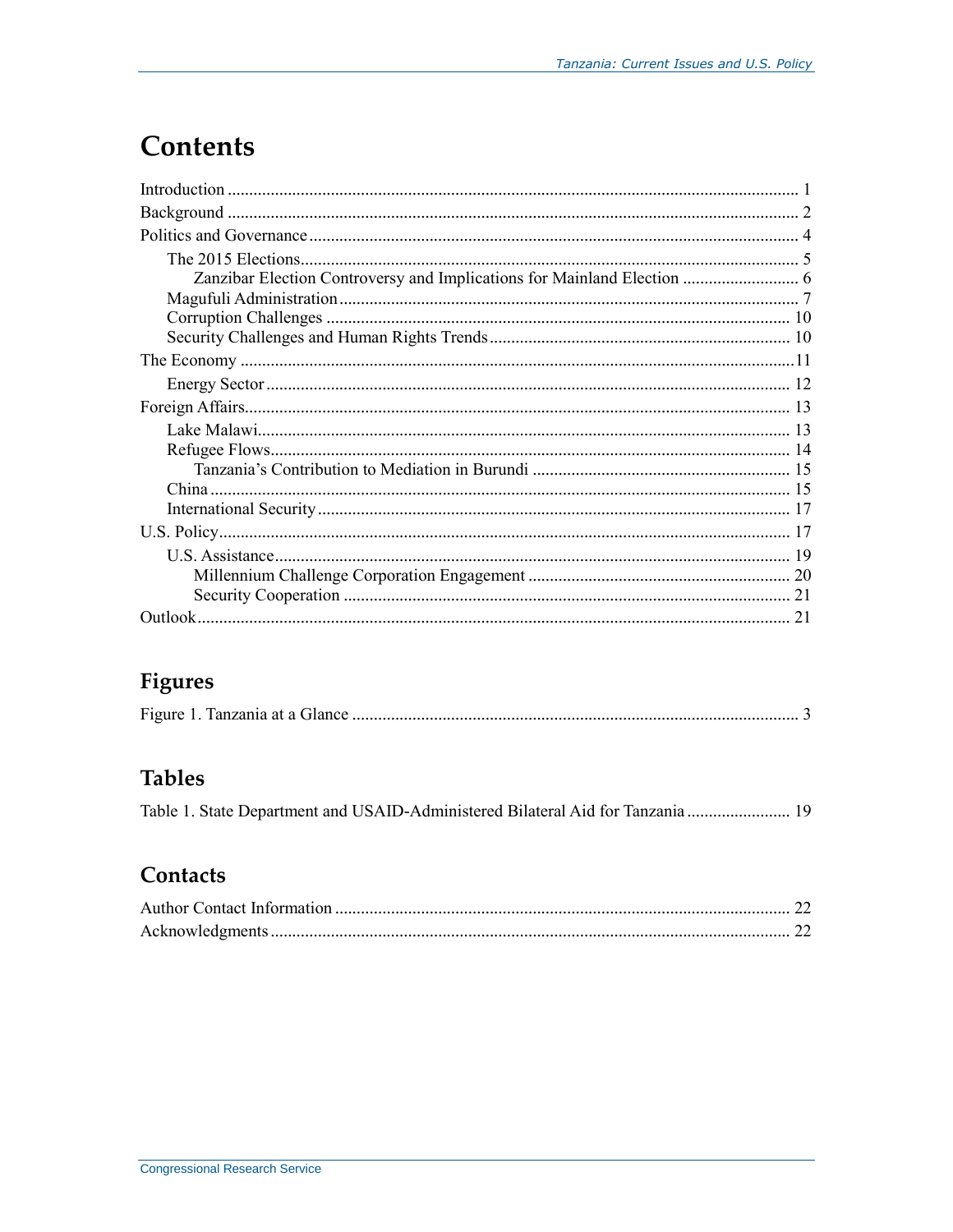# Contents

- Introduction ... 1
- Background ... 2
- Politics and Governance ... 4
  - The 2015 Elections ... 5
    - Zanzibar Election Controversy and Implications for Mainland Election ... 6
  - Magufuli Administration ... 7
  - Corruption Challenges ... 10
  - Security Challenges and Human Rights Trends ... 10
- The Economy ... 11
  - Energy Sector ... 12
- Foreign Affairs ... 13
  - Lake Malawi ... 13
  - Refugee Flows ... 14
    - Tanzania's Contribution to Mediation in Burundi ... 15
  - China ... 15
  - International Security ... 17
- U.S. Policy ... 17
  - U.S. Assistance ... 19
    - Millennium Challenge Corporation Engagement ... 20
    - Security Cooperation ... 21
- Outlook ... 21

## Figures

- Figure 1. Tanzania at a Glance ... 3

## Tables

- Table 1. State Department and USAID-Administered Bilateral Aid for Tanzania ... 19

## Contacts

- Author Contact Information ... 22
- Acknowledgments ... 22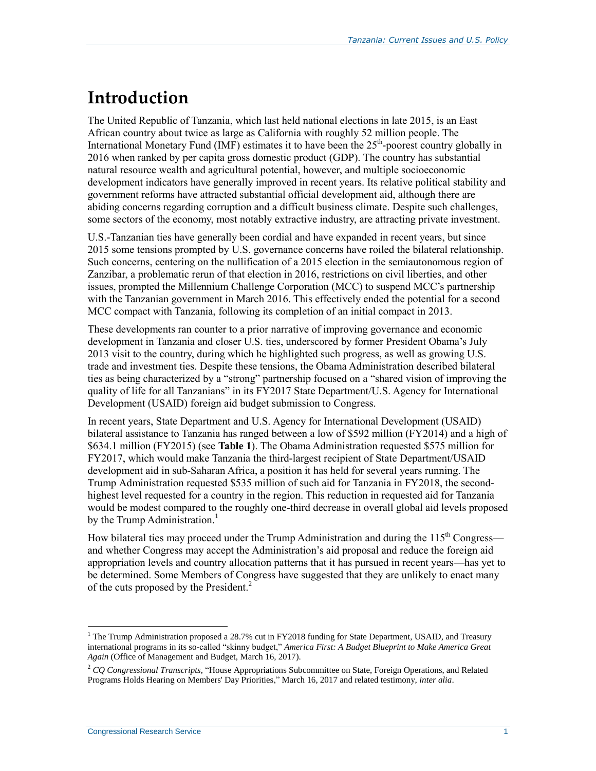# Introduction

The United Republic of Tanzania, which last held national elections in late 2015, is an East African country about twice as large as California with roughly 52 million people. The International Monetary Fund (IMF) estimates it to have been the 25th-poorest country globally in 2016 when ranked by per capita gross domestic product (GDP). The country has substantial natural resource wealth and agricultural potential, however, and multiple socioeconomic development indicators have generally improved in recent years. Its relative political stability and government reforms have attracted substantial official development aid, although there are abiding concerns regarding corruption and a difficult business climate. Despite such challenges, some sectors of the economy, most notably extractive industry, are attracting private investment.

U.S.-Tanzanian ties have generally been cordial and have expanded in recent years, but since 2015 some tensions prompted by U.S. governance concerns have roiled the bilateral relationship. Such concerns, centering on the nullification of a 2015 election in the semiautonomous region of Zanzibar, a problematic rerun of that election in 2016, restrictions on civil liberties, and other issues, prompted the Millennium Challenge Corporation (MCC) to suspend MCC's partnership with the Tanzanian government in March 2016. This effectively ended the potential for a second MCC compact with Tanzania, following its completion of an initial compact in 2013.

These developments ran counter to a prior narrative of improving governance and economic development in Tanzania and closer U.S. ties, underscored by former President Obama's July 2013 visit to the country, during which he highlighted such progress, as well as growing U.S. trade and investment ties. Despite these tensions, the Obama Administration described bilateral ties as being characterized by a "strong" partnership focused on a "shared vision of improving the quality of life for all Tanzanians" in its FY2017 State Department/U.S. Agency for International Development (USAID) foreign aid budget submission to Congress.

In recent years, State Department and U.S. Agency for International Development (USAID) bilateral assistance to Tanzania has ranged between a low of $592 million (FY2014) and a high of $634.1 million (FY2015) (see **Table 1**). The Obama Administration requested $575 million for FY2017, which would make Tanzania the third-largest recipient of State Department/USAID development aid in sub-Saharan Africa, a position it has held for several years running. The Trump Administration requested $535 million of such aid for Tanzania in FY2018, the second-highest level requested for a country in the region. This reduction in requested aid for Tanzania would be modest compared to the roughly one-third decrease in overall global aid levels proposed by the Trump Administration.[1]

How bilateral ties may proceed under the Trump Administration and during the 115th Congress—and whether Congress may accept the Administration's aid proposal and reduce the foreign aid appropriation levels and country allocation patterns that it has pursued in recent years—has yet to be determined. Some Members of Congress have suggested that they are unlikely to enact many of the cuts proposed by the President.[2]

[1] The Trump Administration proposed a 28.7% cut in FY2018 funding for State Department, USAID, and Treasury international programs in its so-called "skinny budget," *America First: A Budget Blueprint to Make America Great Again* (Office of Management and Budget, March 16, 2017).

[2] *CQ Congressional Transcripts*, "House Appropriations Subcommittee on State, Foreign Operations, and Related Programs Holds Hearing on Members' Day Priorities," March 16, 2017 and related testimony, *inter alia*.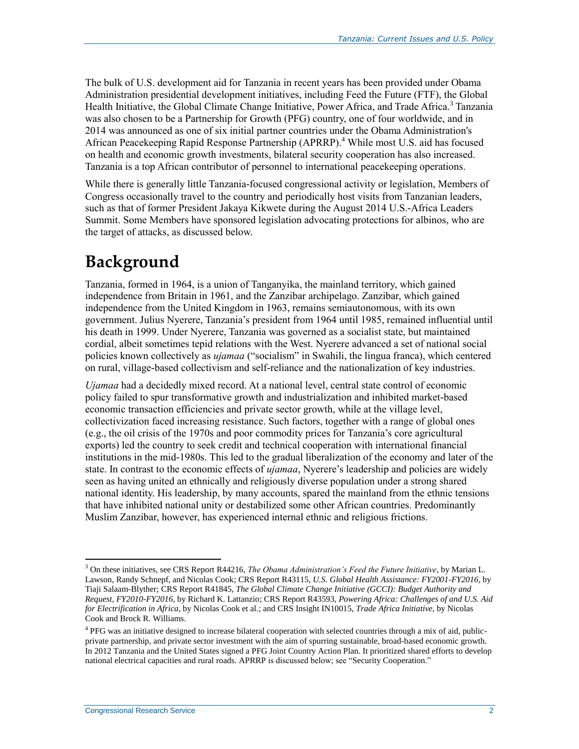The bulk of U.S. development aid for Tanzania in recent years has been provided under Obama Administration presidential development initiatives, including Feed the Future (FTF), the Global Health Initiative, the Global Climate Change Initiative, Power Africa, and Trade Africa.[3] Tanzania was also chosen to be a Partnership for Growth (PFG) country, one of four worldwide, and in 2014 was announced as one of six initial partner countries under the Obama Administration's African Peacekeeping Rapid Response Partnership (APRRP).[4] While most U.S. aid has focused on health and economic growth investments, bilateral security cooperation has also increased. Tanzania is a top African contributor of personnel to international peacekeeping operations.

While there is generally little Tanzania-focused congressional activity or legislation, Members of Congress occasionally travel to the country and periodically host visits from Tanzanian leaders, such as that of former President Jakaya Kikwete during the August 2014 U.S.-Africa Leaders Summit. Some Members have sponsored legislation advocating protections for albinos, who are the target of attacks, as discussed below.

# Background

Tanzania, formed in 1964, is a union of Tanganyika, the mainland territory, which gained independence from Britain in 1961, and the Zanzibar archipelago. Zanzibar, which gained independence from the United Kingdom in 1963, remains semiautonomous, with its own government. Julius Nyerere, Tanzania's president from 1964 until 1985, remained influential until his death in 1999. Under Nyerere, Tanzania was governed as a socialist state, but maintained cordial, albeit sometimes tepid relations with the West. Nyerere advanced a set of national social policies known collectively as *ujamaa* ("socialism" in Swahili, the lingua franca), which centered on rural, village-based collectivism and self-reliance and the nationalization of key industries.

*Ujamaa* had a decidedly mixed record. At a national level, central state control of economic policy failed to spur transformative growth and industrialization and inhibited market-based economic transaction efficiencies and private sector growth, while at the village level, collectivization faced increasing resistance. Such factors, together with a range of global ones (e.g., the oil crisis of the 1970s and poor commodity prices for Tanzania's core agricultural exports) led the country to seek credit and technical cooperation with international financial institutions in the mid-1980s. This led to the gradual liberalization of the economy and later of the state. In contrast to the economic effects of *ujamaa*, Nyerere's leadership and policies are widely seen as having united an ethnically and religiously diverse population under a strong shared national identity. His leadership, by many accounts, spared the mainland from the ethnic tensions that have inhibited national unity or destabilized some other African countries. Predominantly Muslim Zanzibar, however, has experienced internal ethnic and religious frictions.

---

[3] On these initiatives, see CRS Report R44216, *The Obama Administration's Feed the Future Initiative*, by Marian L. Lawson, Randy Schnepf, and Nicolas Cook; CRS Report R43115, *U.S. Global Health Assistance: FY2001-FY2016*, by Tiaji Salaam-Blyther; CRS Report R41845, *The Global Climate Change Initiative (GCCI): Budget Authority and Request, FY2010-FY2016*, by Richard K. Lattanzio; CRS Report R43593, *Powering Africa: Challenges of and U.S. Aid for Electrification in Africa*, by Nicolas Cook et al.; and CRS Insight IN10015, *Trade Africa Initiative*, by Nicolas Cook and Brock R. Williams.

[4] PFG was an initiative designed to increase bilateral cooperation with selected countries through a mix of aid, public-private partnership, and private sector investment with the aim of spurring sustainable, broad-based economic growth. In 2012 Tanzania and the United States signed a PFG Joint Country Action Plan. It prioritized shared efforts to develop national electrical capacities and rural roads. APRRP is discussed below; see "Security Cooperation."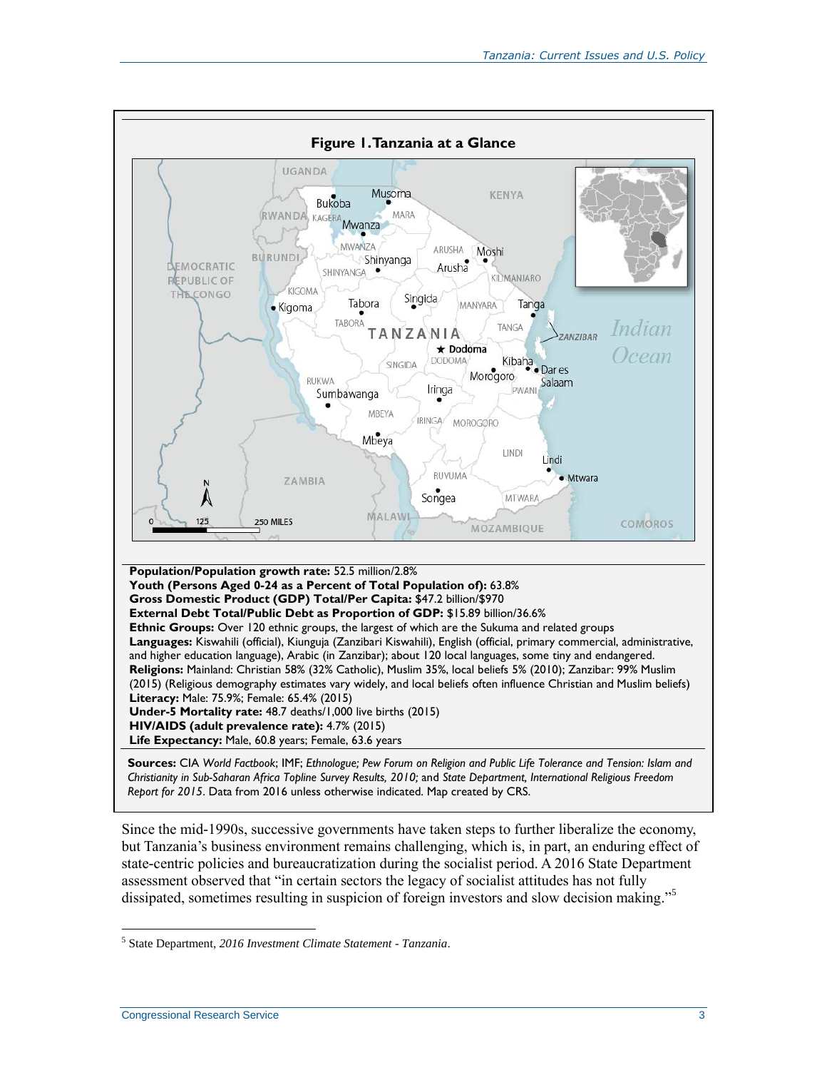**Figure 1. Tanzania at a Glance**

**Population/Population growth rate:** 52.5 million/2.8%
**Youth (Persons Aged 0-24 as a Percent of Total Population of):** 63.8%
**Gross Domestic Product (GDP) Total/Per Capita:** $47.2 billion/$970
**External Debt Total/Public Debt as Proportion of GDP:** $15.89 billion/36.6%
**Ethnic Groups:** Over 120 ethnic groups, the largest of which are the Sukuma and related groups
**Languages:** Kiswahili (official), Kiunguja (Zanzibari Kiswahili), English (official, primary commercial, administrative, and higher education language), Arabic (in Zanzibar); about 120 local languages, some tiny and endangered.
**Religions:** Mainland: Christian 58% (32% Catholic), Muslim 35%, local beliefs 5% (2010); Zanzibar: 99% Muslim (2015) (Religious demography estimates vary widely, and local beliefs often influence Christian and Muslim beliefs)
**Literacy:** Male: 75.9%; Female: 65.4% (2015)
**Under-5 Mortality rate:** 48.7 deaths/1,000 live births (2015)
**HIV/AIDS (adult prevalence rate):** 4.7% (2015)
**Life Expectancy:** Male, 60.8 years; Female, 63.6 years

**Sources:** CIA *World Factbook*; IMF; *Ethnologue; Pew Forum on Religion and Public Life Tolerance and Tension: Islam and Christianity in Sub-Saharan Africa Topline Survey Results, 2010;* and *State Department, International Religious Freedom Report for 2015*. Data from 2016 unless otherwise indicated. Map created by CRS.

Since the mid-1990s, successive governments have taken steps to further liberalize the economy, but Tanzania's business environment remains challenging, which is, in part, an enduring effect of state-centric policies and bureaucratization during the socialist period. A 2016 State Department assessment observed that "in certain sectors the legacy of socialist attitudes has not fully dissipated, sometimes resulting in suspicion of foreign investors and slow decision making."[5]

[5] State Department, *2016 Investment Climate Statement - Tanzania*.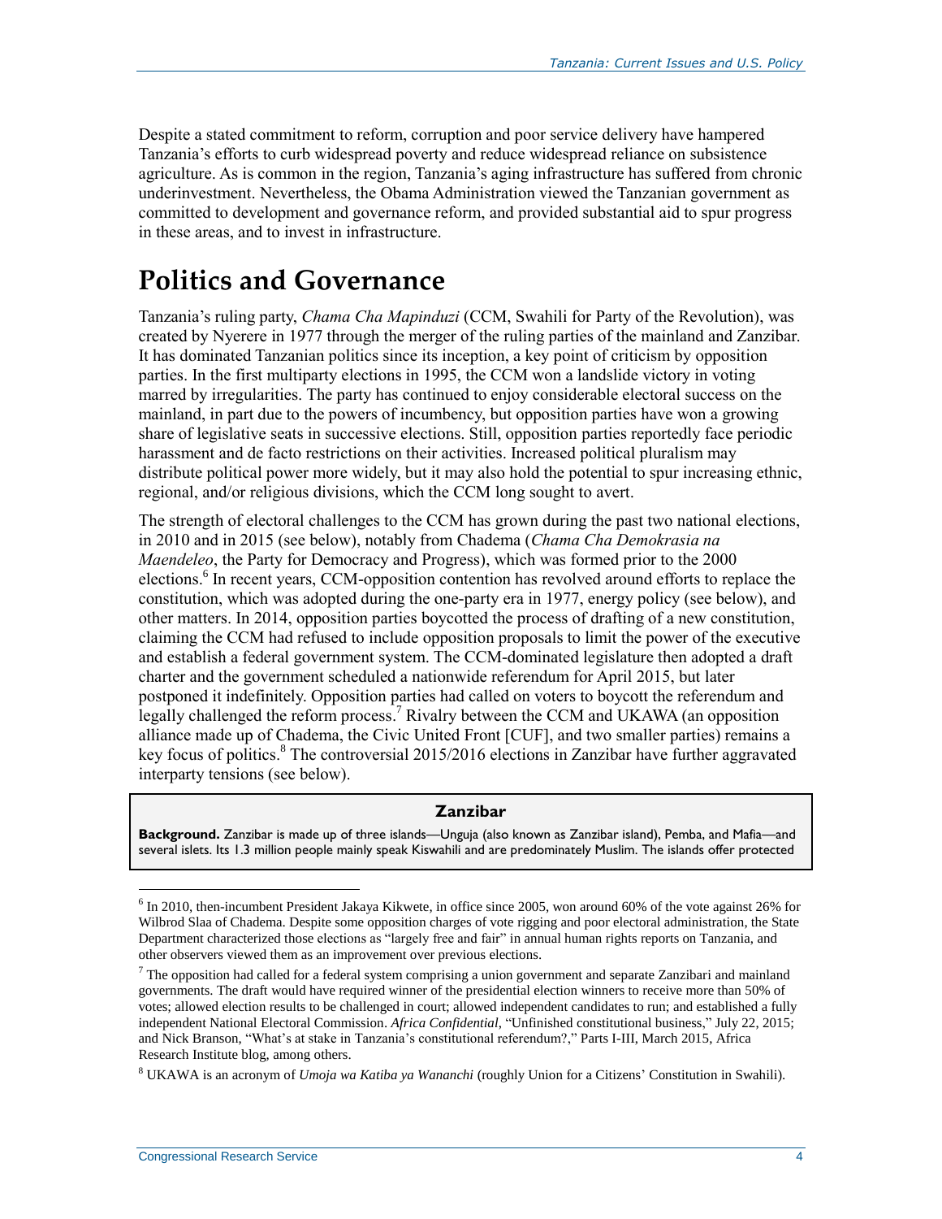Despite a stated commitment to reform, corruption and poor service delivery have hampered Tanzania's efforts to curb widespread poverty and reduce widespread reliance on subsistence agriculture. As is common in the region, Tanzania's aging infrastructure has suffered from chronic underinvestment. Nevertheless, the Obama Administration viewed the Tanzanian government as committed to development and governance reform, and provided substantial aid to spur progress in these areas, and to invest in infrastructure.

# Politics and Governance

Tanzania's ruling party, *Chama Cha Mapinduzi* (CCM, Swahili for Party of the Revolution), was created by Nyerere in 1977 through the merger of the ruling parties of the mainland and Zanzibar. It has dominated Tanzanian politics since its inception, a key point of criticism by opposition parties. In the first multiparty elections in 1995, the CCM won a landslide victory in voting marred by irregularities. The party has continued to enjoy considerable electoral success on the mainland, in part due to the powers of incumbency, but opposition parties have won a growing share of legislative seats in successive elections. Still, opposition parties reportedly face periodic harassment and de facto restrictions on their activities. Increased political pluralism may distribute political power more widely, but it may also hold the potential to spur increasing ethnic, regional, and/or religious divisions, which the CCM long sought to avert.

The strength of electoral challenges to the CCM has grown during the past two national elections, in 2010 and in 2015 (see below), notably from Chadema (*Chama Cha Demokrasia na Maendeleo*, the Party for Democracy and Progress), which was formed prior to the 2000 elections.[6] In recent years, CCM-opposition contention has revolved around efforts to replace the constitution, which was adopted during the one-party era in 1977, energy policy (see below), and other matters. In 2014, opposition parties boycotted the process of drafting of a new constitution, claiming the CCM had refused to include opposition proposals to limit the power of the executive and establish a federal government system. The CCM-dominated legislature then adopted a draft charter and the government scheduled a nationwide referendum for April 2015, but later postponed it indefinitely. Opposition parties had called on voters to boycott the referendum and legally challenged the reform process.[7] Rivalry between the CCM and UKAWA (an opposition alliance made up of Chadema, the Civic United Front [CUF], and two smaller parties) remains a key focus of politics.[8] The controversial 2015/2016 elections in Zanzibar have further aggravated interparty tensions (see below).

**Zanzibar**

**Background.** Zanzibar is made up of three islands—Unguja (also known as Zanzibar island), Pemba, and Mafia—and several islets. Its 1.3 million people mainly speak Kiswahili and are predominately Muslim. The islands offer protected

---

[6] In 2010, then-incumbent President Jakaya Kikwete, in office since 2005, won around 60% of the vote against 26% for Wilbrod Slaa of Chadema. Despite some opposition charges of vote rigging and poor electoral administration, the State Department characterized those elections as "largely free and fair" in annual human rights reports on Tanzania, and other observers viewed them as an improvement over previous elections.

[7] The opposition had called for a federal system comprising a union government and separate Zanzibari and mainland governments. The draft would have required winner of the presidential election winners to receive more than 50% of votes; allowed election results to be challenged in court; allowed independent candidates to run; and established a fully independent National Electoral Commission. *Africa Confidential*, "Unfinished constitutional business," July 22, 2015; and Nick Branson, "What's at stake in Tanzania's constitutional referendum?," Parts I-III, March 2015, Africa Research Institute blog, among others.

[8] UKAWA is an acronym of *Umoja wa Katiba ya Wananchi* (roughly Union for a Citizens' Constitution in Swahili).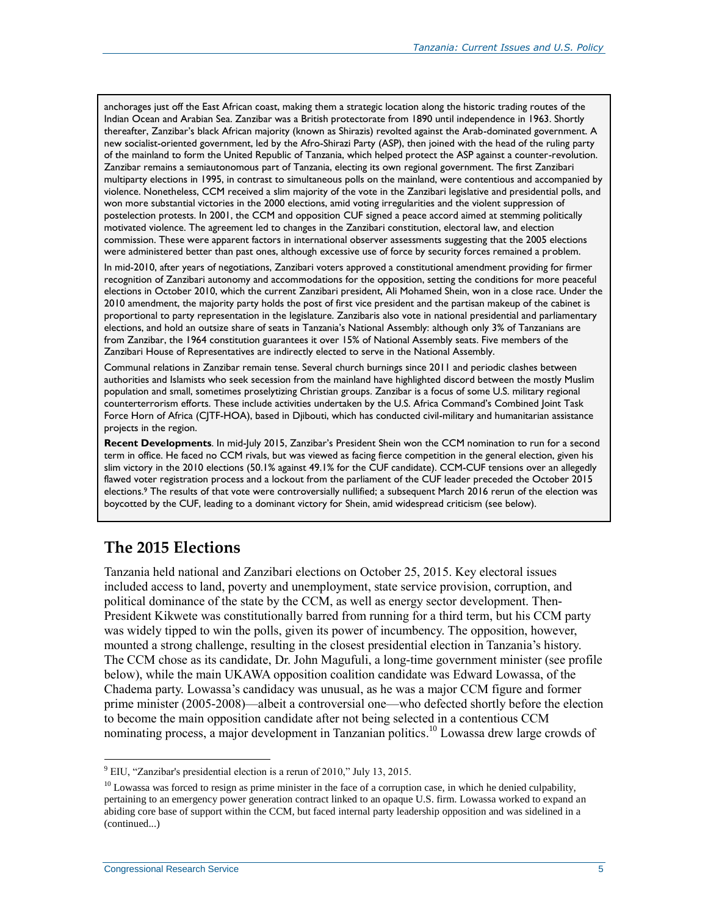anchorages just off the East African coast, making them a strategic location along the historic trading routes of the Indian Ocean and Arabian Sea. Zanzibar was a British protectorate from 1890 until independence in 1963. Shortly thereafter, Zanzibar's black African majority (known as Shirazis) revolted against the Arab-dominated government. A new socialist-oriented government, led by the Afro-Shirazi Party (ASP), then joined with the head of the ruling party of the mainland to form the United Republic of Tanzania, which helped protect the ASP against a counter-revolution. Zanzibar remains a semiautonomous part of Tanzania, electing its own regional government. The first Zanzibari multiparty elections in 1995, in contrast to simultaneous polls on the mainland, were contentious and accompanied by violence. Nonetheless, CCM received a slim majority of the vote in the Zanzibari legislative and presidential polls, and won more substantial victories in the 2000 elections, amid voting irregularities and the violent suppression of postelection protests. In 2001, the CCM and opposition CUF signed a peace accord aimed at stemming politically motivated violence. The agreement led to changes in the Zanzibari constitution, electoral law, and election commission. These were apparent factors in international observer assessments suggesting that the 2005 elections were administered better than past ones, although excessive use of force by security forces remained a problem.

In mid-2010, after years of negotiations, Zanzibari voters approved a constitutional amendment providing for firmer recognition of Zanzibari autonomy and accommodations for the opposition, setting the conditions for more peaceful elections in October 2010, which the current Zanzibari president, Ali Mohamed Shein, won in a close race. Under the 2010 amendment, the majority party holds the post of first vice president and the partisan makeup of the cabinet is proportional to party representation in the legislature. Zanzibaris also vote in national presidential and parliamentary elections, and hold an outsize share of seats in Tanzania's National Assembly: although only 3% of Tanzanians are from Zanzibar, the 1964 constitution guarantees it over 15% of National Assembly seats. Five members of the Zanzibari House of Representatives are indirectly elected to serve in the National Assembly.

Communal relations in Zanzibar remain tense. Several church burnings since 2011 and periodic clashes between authorities and Islamists who seek secession from the mainland have highlighted discord between the mostly Muslim population and small, sometimes proselytizing Christian groups. Zanzibar is a focus of some U.S. military regional counterterrorism efforts. These include activities undertaken by the U.S. Africa Command's Combined Joint Task Force Horn of Africa (CJTF-HOA), based in Djibouti, which has conducted civil-military and humanitarian assistance projects in the region.

**Recent Developments**. In mid-July 2015, Zanzibar's President Shein won the CCM nomination to run for a second term in office. He faced no CCM rivals, but was viewed as facing fierce competition in the general election, given his slim victory in the 2010 elections (50.1% against 49.1% for the CUF candidate). CCM-CUF tensions over an allegedly flawed voter registration process and a lockout from the parliament of the CUF leader preceded the October 2015 elections.[9] The results of that vote were controversially nullified; a subsequent March 2016 rerun of the election was boycotted by the CUF, leading to a dominant victory for Shein, amid widespread criticism (see below).

## The 2015 Elections

Tanzania held national and Zanzibari elections on October 25, 2015. Key electoral issues included access to land, poverty and unemployment, state service provision, corruption, and political dominance of the state by the CCM, as well as energy sector development. Then-President Kikwete was constitutionally barred from running for a third term, but his CCM party was widely tipped to win the polls, given its power of incumbency. The opposition, however, mounted a strong challenge, resulting in the closest presidential election in Tanzania's history. The CCM chose as its candidate, Dr. John Magufuli, a long-time government minister (see profile below), while the main UKAWA opposition coalition candidate was Edward Lowassa, of the Chadema party. Lowassa's candidacy was unusual, as he was a major CCM figure and former prime minister (2005-2008)—albeit a controversial one—who defected shortly before the election to become the main opposition candidate after not being selected in a contentious CCM nominating process, a major development in Tanzanian politics.[10] Lowassa drew large crowds of

---

[9] EIU, "Zanzibar's presidential election is a rerun of 2010," July 13, 2015.

[10] Lowassa was forced to resign as prime minister in the face of a corruption case, in which he denied culpability, pertaining to an emergency power generation contract linked to an opaque U.S. firm. Lowassa worked to expand an abiding core base of support within the CCM, but faced internal party leadership opposition and was sidelined in a (continued...)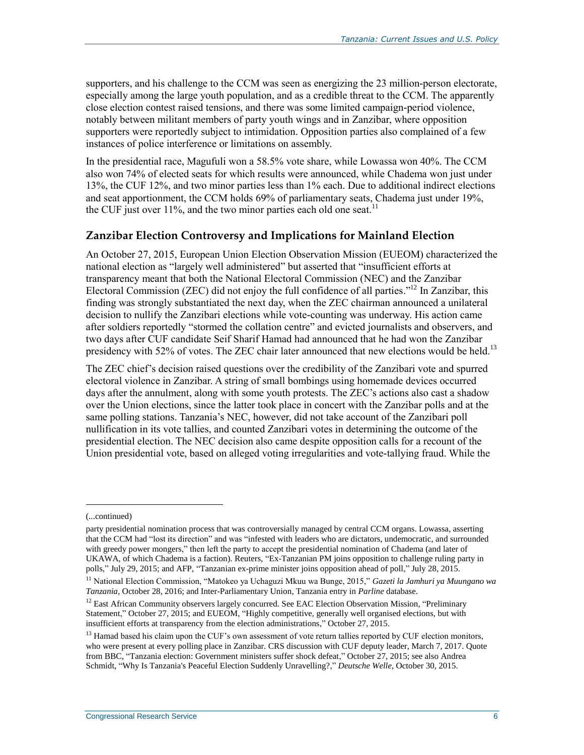supporters, and his challenge to the CCM was seen as energizing the 23 million-person electorate, especially among the large youth population, and as a credible threat to the CCM. The apparently close election contest raised tensions, and there was some limited campaign-period violence, notably between militant members of party youth wings and in Zanzibar, where opposition supporters were reportedly subject to intimidation. Opposition parties also complained of a few instances of police interference or limitations on assembly.

In the presidential race, Magufuli won a 58.5% vote share, while Lowassa won 40%. The CCM also won 74% of elected seats for which results were announced, while Chadema won just under 13%, the CUF 12%, and two minor parties less than 1% each. Due to additional indirect elections and seat apportionment, the CCM holds 69% of parliamentary seats, Chadema just under 19%, the CUF just over 11%, and the two minor parties each old one seat.[11]

## Zanzibar Election Controversy and Implications for Mainland Election

An October 27, 2015, European Union Election Observation Mission (EUEOM) characterized the national election as "largely well administered" but asserted that "insufficient efforts at transparency meant that both the National Electoral Commission (NEC) and the Zanzibar Electoral Commission (ZEC) did not enjoy the full confidence of all parties."[12] In Zanzibar, this finding was strongly substantiated the next day, when the ZEC chairman announced a unilateral decision to nullify the Zanzibari elections while vote-counting was underway. His action came after soldiers reportedly "stormed the collation centre" and evicted journalists and observers, and two days after CUF candidate Seif Sharif Hamad had announced that he had won the Zanzibar presidency with 52% of votes. The ZEC chair later announced that new elections would be held.[13]

The ZEC chief's decision raised questions over the credibility of the Zanzibari vote and spurred electoral violence in Zanzibar. A string of small bombings using homemade devices occurred days after the annulment, along with some youth protests. The ZEC's actions also cast a shadow over the Union elections, since the latter took place in concert with the Zanzibar polls and at the same polling stations. Tanzania's NEC, however, did not take account of the Zanzibari poll nullification in its vote tallies, and counted Zanzibari votes in determining the outcome of the presidential election. The NEC decision also came despite opposition calls for a recount of the Union presidential vote, based on alleged voting irregularities and vote-tallying fraud. While the

---

(...continued)

party presidential nomination process that was controversially managed by central CCM organs. Lowassa, asserting that the CCM had "lost its direction" and was "infested with leaders who are dictators, undemocratic, and surrounded with greedy power mongers," then left the party to accept the presidential nomination of Chadema (and later of UKAWA, of which Chadema is a faction). Reuters, "Ex-Tanzanian PM joins opposition to challenge ruling party in polls," July 29, 2015; and AFP, "Tanzanian ex-prime minister joins opposition ahead of poll," July 28, 2015.

[11] National Election Commission, "Matokeo ya Uchaguzi Mkuu wa Bunge, 2015," *Gazeti la Jamhuri ya Muungano wa Tanzania*, October 28, 2016; and Inter-Parliamentary Union, Tanzania entry in *Parline* database.

[12] East African Community observers largely concurred. See EAC Election Observation Mission, "Preliminary Statement," October 27, 2015; and EUEOM, "Highly competitive, generally well organised elections, but with insufficient efforts at transparency from the election administrations," October 27, 2015.

[13] Hamad based his claim upon the CUF's own assessment of vote return tallies reported by CUF election monitors, who were present at every polling place in Zanzibar. CRS discussion with CUF deputy leader, March 7, 2017. Quote from BBC, "Tanzania election: Government ministers suffer shock defeat," October 27, 2015; see also Andrea Schmidt, "Why Is Tanzania's Peaceful Election Suddenly Unravelling?," *Deutsche Welle*, October 30, 2015.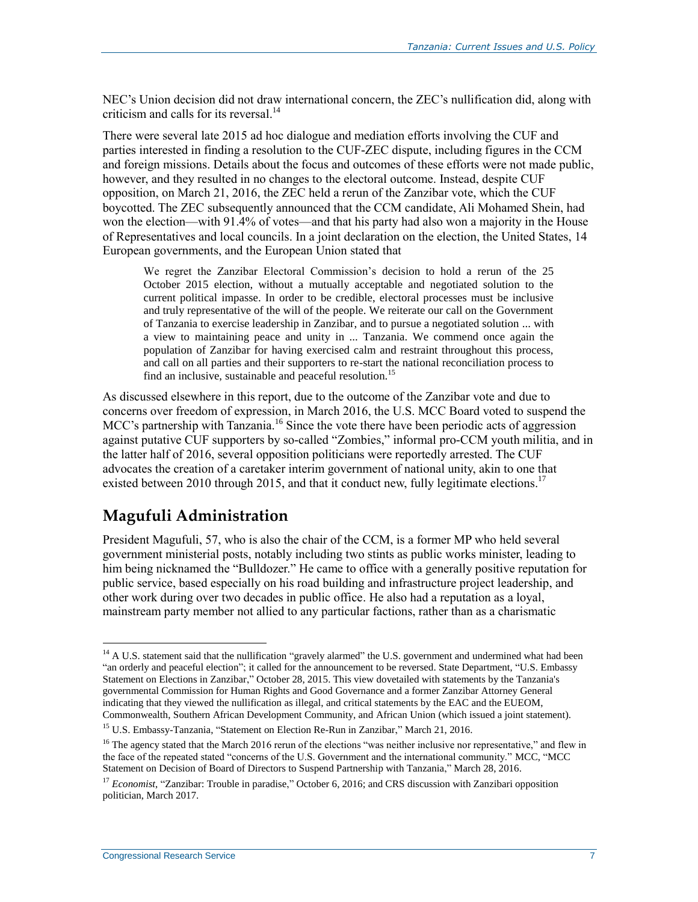NEC's Union decision did not draw international concern, the ZEC's nullification did, along with criticism and calls for its reversal.[14]

There were several late 2015 ad hoc dialogue and mediation efforts involving the CUF and parties interested in finding a resolution to the CUF-ZEC dispute, including figures in the CCM and foreign missions. Details about the focus and outcomes of these efforts were not made public, however, and they resulted in no changes to the electoral outcome. Instead, despite CUF opposition, on March 21, 2016, the ZEC held a rerun of the Zanzibar vote, which the CUF boycotted. The ZEC subsequently announced that the CCM candidate, Ali Mohamed Shein, had won the election—with 91.4% of votes—and that his party had also won a majority in the House of Representatives and local councils. In a joint declaration on the election, the United States, 14 European governments, and the European Union stated that

> We regret the Zanzibar Electoral Commission's decision to hold a rerun of the 25 October 2015 election, without a mutually acceptable and negotiated solution to the current political impasse. In order to be credible, electoral processes must be inclusive and truly representative of the will of the people. We reiterate our call on the Government of Tanzania to exercise leadership in Zanzibar, and to pursue a negotiated solution ... with a view to maintaining peace and unity in ... Tanzania. We commend once again the population of Zanzibar for having exercised calm and restraint throughout this process, and call on all parties and their supporters to re-start the national reconciliation process to find an inclusive, sustainable and peaceful resolution.[15]

As discussed elsewhere in this report, due to the outcome of the Zanzibar vote and due to concerns over freedom of expression, in March 2016, the U.S. MCC Board voted to suspend the MCC's partnership with Tanzania.[16] Since the vote there have been periodic acts of aggression against putative CUF supporters by so-called "Zombies," informal pro-CCM youth militia, and in the latter half of 2016, several opposition politicians were reportedly arrested. The CUF advocates the creation of a caretaker interim government of national unity, akin to one that existed between 2010 through 2015, and that it conduct new, fully legitimate elections.[17]

## Magufuli Administration

President Magufuli, 57, who is also the chair of the CCM, is a former MP who held several government ministerial posts, notably including two stints as public works minister, leading to him being nicknamed the "Bulldozer." He came to office with a generally positive reputation for public service, based especially on his road building and infrastructure project leadership, and other work during over two decades in public office. He also had a reputation as a loyal, mainstream party member not allied to any particular factions, rather than as a charismatic

---

[14] A U.S. statement said that the nullification "gravely alarmed" the U.S. government and undermined what had been "an orderly and peaceful election"; it called for the announcement to be reversed. State Department, "U.S. Embassy Statement on Elections in Zanzibar," October 28, 2015. This view dovetailed with statements by the Tanzania's governmental Commission for Human Rights and Good Governance and a former Zanzibar Attorney General indicating that they viewed the nullification as illegal, and critical statements by the EAC and the EUEOM, Commonwealth, Southern African Development Community, and African Union (which issued a joint statement).

[15] U.S. Embassy-Tanzania, "Statement on Election Re-Run in Zanzibar," March 21, 2016.

[16] The agency stated that the March 2016 rerun of the elections "was neither inclusive nor representative," and flew in the face of the repeated stated "concerns of the U.S. Government and the international community." MCC, "MCC Statement on Decision of Board of Directors to Suspend Partnership with Tanzania," March 28, 2016.

[17] *Economist*, "Zanzibar: Trouble in paradise," October 6, 2016; and CRS discussion with Zanzibari opposition politician, March 2017.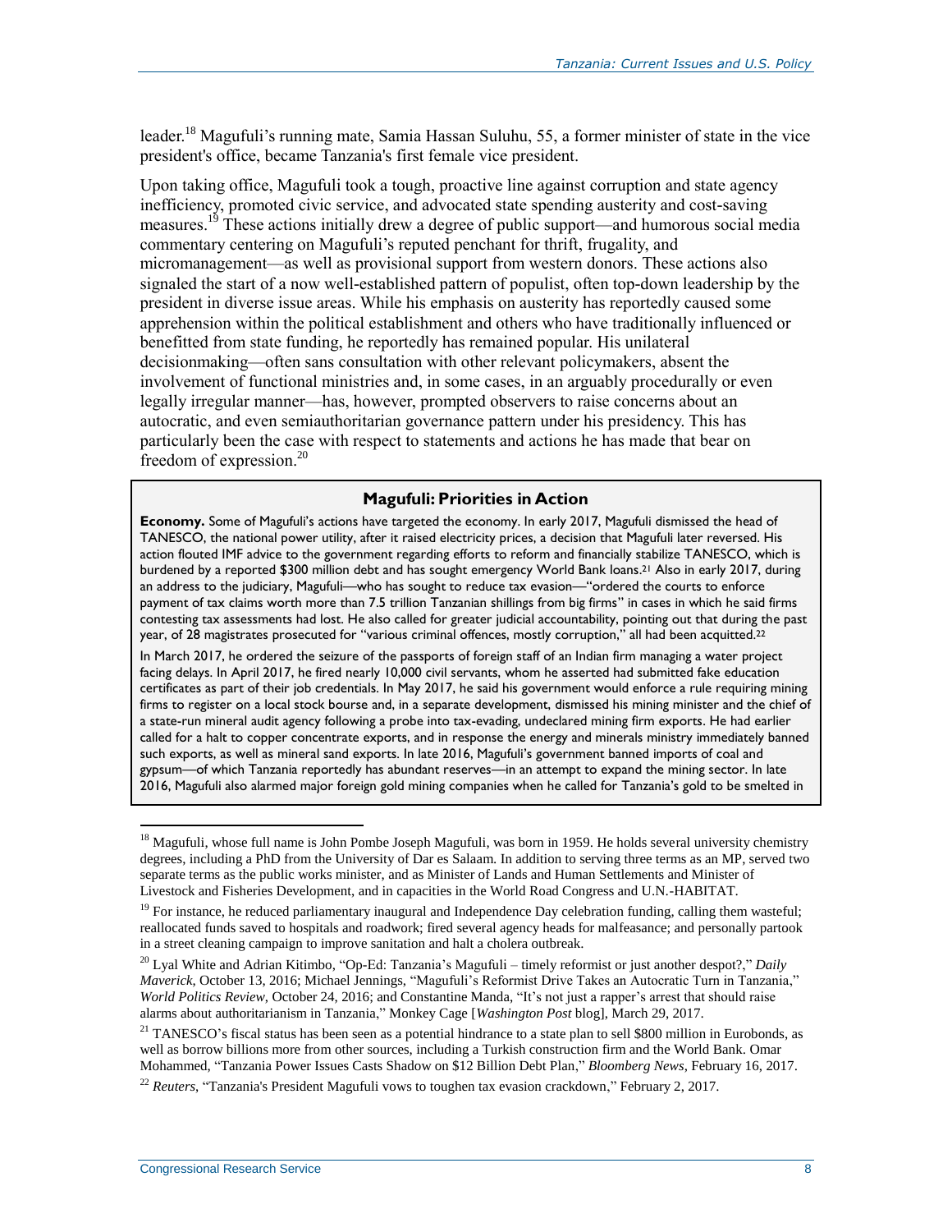leader.[18] Magufuli's running mate, Samia Hassan Suluhu, 55, a former minister of state in the vice president's office, became Tanzania's first female vice president.

Upon taking office, Magufuli took a tough, proactive line against corruption and state agency inefficiency, promoted civic service, and advocated state spending austerity and cost-saving measures.[19] These actions initially drew a degree of public support—and humorous social media commentary centering on Magufuli's reputed penchant for thrift, frugality, and micromanagement—as well as provisional support from western donors. These actions also signaled the start of a now well-established pattern of populist, often top-down leadership by the president in diverse issue areas. While his emphasis on austerity has reportedly caused some apprehension within the political establishment and others who have traditionally influenced or benefitted from state funding, he reportedly has remained popular. His unilateral decisionmaking—often sans consultation with other relevant policymakers, absent the involvement of functional ministries and, in some cases, in an arguably procedurally or even legally irregular manner—has, however, prompted observers to raise concerns about an autocratic, and even semiauthoritarian governance pattern under his presidency. This has particularly been the case with respect to statements and actions he has made that bear on freedom of expression.[20]

### Magufuli: Priorities in Action

**Economy.** Some of Magufuli's actions have targeted the economy. In early 2017, Magufuli dismissed the head of TANESCO, the national power utility, after it raised electricity prices, a decision that Magufuli later reversed. His action flouted IMF advice to the government regarding efforts to reform and financially stabilize TANESCO, which is burdened by a reported $300 million debt and has sought emergency World Bank loans.[21] Also in early 2017, during an address to the judiciary, Magufuli—who has sought to reduce tax evasion—"ordered the courts to enforce payment of tax claims worth more than 7.5 trillion Tanzanian shillings from big firms" in cases in which he said firms contesting tax assessments had lost. He also called for greater judicial accountability, pointing out that during the past year, of 28 magistrates prosecuted for "various criminal offences, mostly corruption," all had been acquitted.[22]

In March 2017, he ordered the seizure of the passports of foreign staff of an Indian firm managing a water project facing delays. In April 2017, he fired nearly 10,000 civil servants, whom he asserted had submitted fake education certificates as part of their job credentials. In May 2017, he said his government would enforce a rule requiring mining firms to register on a local stock bourse and, in a separate development, dismissed his mining minister and the chief of a state-run mineral audit agency following a probe into tax-evading, undeclared mining firm exports. He had earlier called for a halt to copper concentrate exports, and in response the energy and minerals ministry immediately banned such exports, as well as mineral sand exports. In late 2016, Magufuli's government banned imports of coal and gypsum—of which Tanzania reportedly has abundant reserves—in an attempt to expand the mining sector. In late 2016, Magufuli also alarmed major foreign gold mining companies when he called for Tanzania's gold to be smelted in

---

[18] Magufuli, whose full name is John Pombe Joseph Magufuli, was born in 1959. He holds several university chemistry degrees, including a PhD from the University of Dar es Salaam. In addition to serving three terms as an MP, served two separate terms as the public works minister, and as Minister of Lands and Human Settlements and Minister of Livestock and Fisheries Development, and in capacities in the World Road Congress and U.N.-HABITAT.

[19] For instance, he reduced parliamentary inaugural and Independence Day celebration funding, calling them wasteful; reallocated funds saved to hospitals and roadwork; fired several agency heads for malfeasance; and personally partook in a street cleaning campaign to improve sanitation and halt a cholera outbreak.

[20] Lyal White and Adrian Kitimbo, "Op-Ed: Tanzania's Magufuli – timely reformist or just another despot?," *Daily Maverick*, October 13, 2016; Michael Jennings, "Magufuli's Reformist Drive Takes an Autocratic Turn in Tanzania," *World Politics Review*, October 24, 2016; and Constantine Manda, "It's not just a rapper's arrest that should raise alarms about authoritarianism in Tanzania," Monkey Cage [*Washington Post* blog], March 29, 2017.

[21] TANESCO's fiscal status has been seen as a potential hindrance to a state plan to sell $800 million in Eurobonds, as well as borrow billions more from other sources, including a Turkish construction firm and the World Bank. Omar Mohammed, "Tanzania Power Issues Casts Shadow on $12 Billion Debt Plan," *Bloomberg News*, February 16, 2017.

[22] *Reuters*, "Tanzania's President Magufuli vows to toughen tax evasion crackdown," February 2, 2017.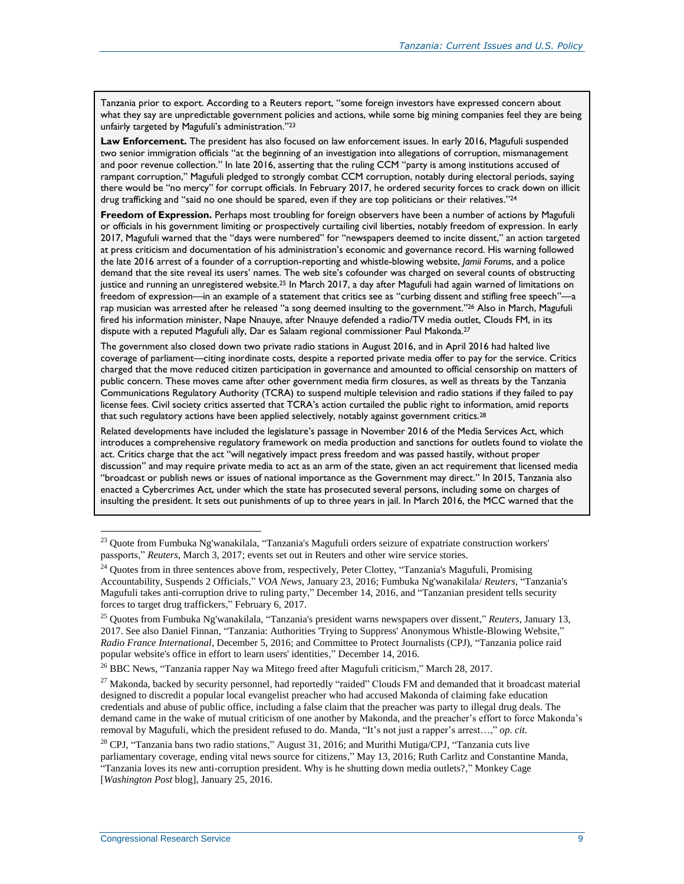Tanzania prior to export. According to a Reuters report, "some foreign investors have expressed concern about what they say are unpredictable government policies and actions, while some big mining companies feel they are being unfairly targeted by Magufuli's administration."[23]

**Law Enforcement.** The president has also focused on law enforcement issues. In early 2016, Magufuli suspended two senior immigration officials "at the beginning of an investigation into allegations of corruption, mismanagement and poor revenue collection." In late 2016, asserting that the ruling CCM "party is among institutions accused of rampant corruption," Magufuli pledged to strongly combat CCM corruption, notably during electoral periods, saying there would be "no mercy" for corrupt officials. In February 2017, he ordered security forces to crack down on illicit drug trafficking and "said no one should be spared, even if they are top politicians or their relatives."[24]

**Freedom of Expression.** Perhaps most troubling for foreign observers have been a number of actions by Magufuli or officials in his government limiting or prospectively curtailing civil liberties, notably freedom of expression. In early 2017, Magufuli warned that the "days were numbered" for "newspapers deemed to incite dissent," an action targeted at press criticism and documentation of his administration's economic and governance record. His warning followed the late 2016 arrest of a founder of a corruption-reporting and whistle-blowing website, *Jamii Forums*, and a police demand that the site reveal its users' names. The web site's cofounder was charged on several counts of obstructing justice and running an unregistered website.[25] In March 2017, a day after Magufuli had again warned of limitations on freedom of expression—in an example of a statement that critics see as "curbing dissent and stifling free speech"—a rap musician was arrested after he released "a song deemed insulting to the government."[26] Also in March, Magufuli fired his information minister, Nape Nnauye, after Nnauye defended a radio/TV media outlet, Clouds FM, in its dispute with a reputed Magufuli ally, Dar es Salaam regional commissioner Paul Makonda.[27]

The government also closed down two private radio stations in August 2016, and in April 2016 had halted live coverage of parliament—citing inordinate costs, despite a reported private media offer to pay for the service. Critics charged that the move reduced citizen participation in governance and amounted to official censorship on matters of public concern. These moves came after other government media firm closures, as well as threats by the Tanzania Communications Regulatory Authority (TCRA) to suspend multiple television and radio stations if they failed to pay license fees. Civil society critics asserted that TCRA's action curtailed the public right to information, amid reports that such regulatory actions have been applied selectively, notably against government critics.[28]

Related developments have included the legislature's passage in November 2016 of the Media Services Act, which introduces a comprehensive regulatory framework on media production and sanctions for outlets found to violate the act. Critics charge that the act "will negatively impact press freedom and was passed hastily, without proper discussion" and may require private media to act as an arm of the state, given an act requirement that licensed media "broadcast or publish news or issues of national importance as the Government may direct." In 2015, Tanzania also enacted a Cybercrimes Act, under which the state has prosecuted several persons, including some on charges of insulting the president. It sets out punishments of up to three years in jail. In March 2016, the MCC warned that the

---

[23] Quote from Fumbuka Ng'wanakilala, "Tanzania's Magufuli orders seizure of expatriate construction workers' passports," *Reuters*, March 3, 2017; events set out in Reuters and other wire service stories.

[24] Quotes from in three sentences above from, respectively, Peter Clottey, "Tanzania's Magufuli, Promising Accountability, Suspends 2 Officials," *VOA News*, January 23, 2016; Fumbuka Ng'wanakilala/ *Reuters*, "Tanzania's Magufuli takes anti-corruption drive to ruling party," December 14, 2016, and "Tanzanian president tells security forces to target drug traffickers," February 6, 2017.

[25] Quotes from Fumbuka Ng'wanakilala, "Tanzania's president warns newspapers over dissent," *Reuters*, January 13, 2017. See also Daniel Finnan, "Tanzania: Authorities 'Trying to Suppress' Anonymous Whistle-Blowing Website," *Radio France International*, December 5, 2016; and Committee to Protect Journalists (CPJ), "Tanzania police raid popular website's office in effort to learn users' identities," December 14, 2016.

[26] BBC News, "Tanzania rapper Nay wa Mitego freed after Magufuli criticism," March 28, 2017.

[27] Makonda, backed by security personnel, had reportedly "raided" Clouds FM and demanded that it broadcast material designed to discredit a popular local evangelist preacher who had accused Makonda of claiming fake education credentials and abuse of public office, including a false claim that the preacher was party to illegal drug deals. The demand came in the wake of mutual criticism of one another by Makonda, and the preacher's effort to force Makonda's removal by Magufuli, which the president refused to do. Manda, "It's not just a rapper's arrest…," *op. cit.*

[28] CPJ, "Tanzania bans two radio stations," August 31, 2016; and Murithi Mutiga/CPJ, "Tanzania cuts live parliamentary coverage, ending vital news source for citizens," May 13, 2016; Ruth Carlitz and Constantine Manda, "Tanzania loves its new anti-corruption president. Why is he shutting down media outlets?," Monkey Cage [*Washington Post* blog], January 25, 2016.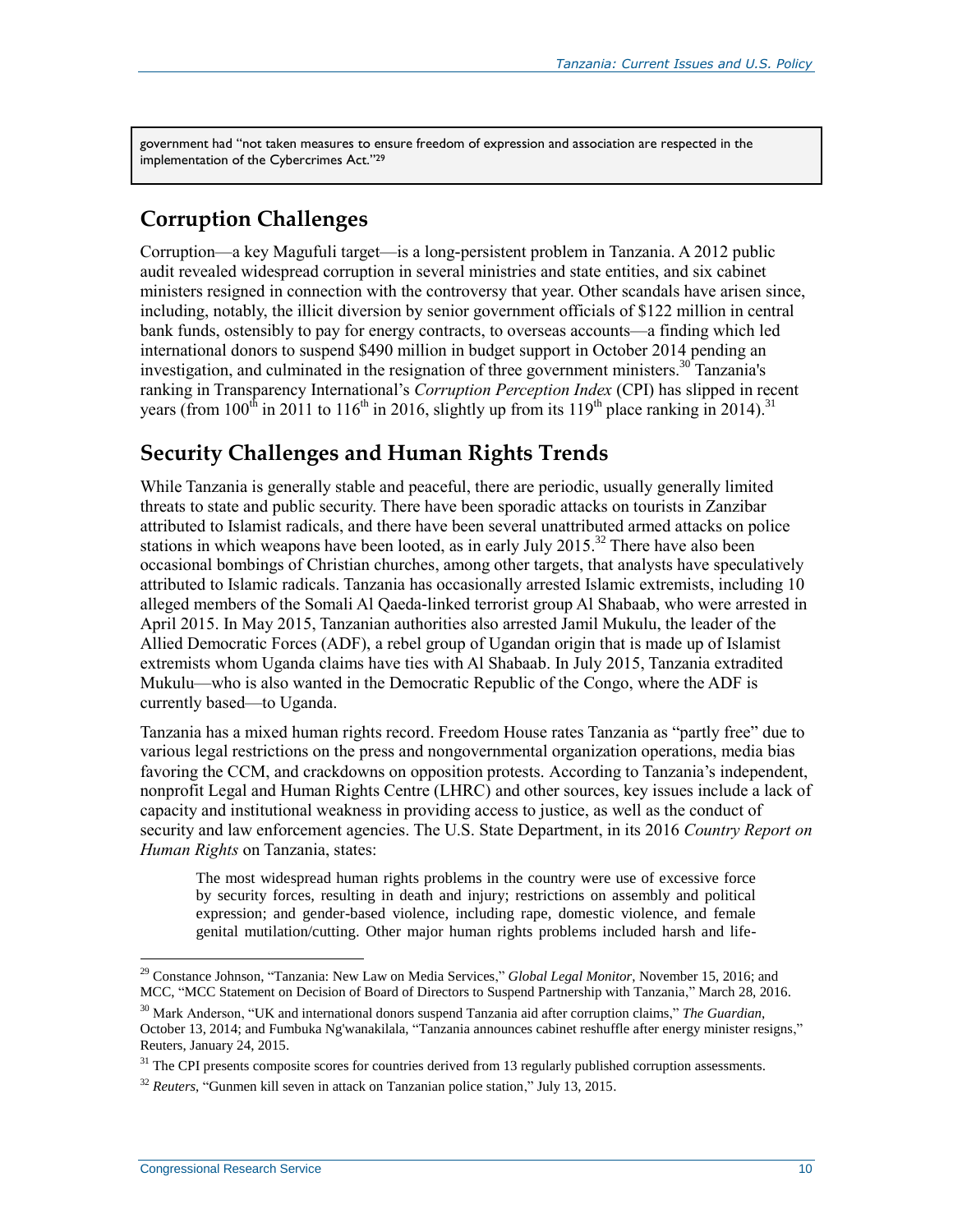government had "not taken measures to ensure freedom of expression and association are respected in the implementation of the Cybercrimes Act."[29]

## Corruption Challenges

Corruption—a key Magufuli target—is a long-persistent problem in Tanzania. A 2012 public audit revealed widespread corruption in several ministries and state entities, and six cabinet ministers resigned in connection with the controversy that year. Other scandals have arisen since, including, notably, the illicit diversion by senior government officials of $122 million in central bank funds, ostensibly to pay for energy contracts, to overseas accounts—a finding which led international donors to suspend $490 million in budget support in October 2014 pending an investigation, and culminated in the resignation of three government ministers.[30] Tanzania's ranking in Transparency International's *Corruption Perception Index* (CPI) has slipped in recent years (from 100th in 2011 to 116th in 2016, slightly up from its 119th place ranking in 2014).[31]

## Security Challenges and Human Rights Trends

While Tanzania is generally stable and peaceful, there are periodic, usually generally limited threats to state and public security. There have been sporadic attacks on tourists in Zanzibar attributed to Islamist radicals, and there have been several unattributed armed attacks on police stations in which weapons have been looted, as in early July 2015.[32] There have also been occasional bombings of Christian churches, among other targets, that analysts have speculatively attributed to Islamic radicals. Tanzania has occasionally arrested Islamic extremists, including 10 alleged members of the Somali Al Qaeda-linked terrorist group Al Shabaab, who were arrested in April 2015. In May 2015, Tanzanian authorities also arrested Jamil Mukulu, the leader of the Allied Democratic Forces (ADF), a rebel group of Ugandan origin that is made up of Islamist extremists whom Uganda claims have ties with Al Shabaab. In July 2015, Tanzania extradited Mukulu—who is also wanted in the Democratic Republic of the Congo, where the ADF is currently based—to Uganda.

Tanzania has a mixed human rights record. Freedom House rates Tanzania as "partly free" due to various legal restrictions on the press and nongovernmental organization operations, media bias favoring the CCM, and crackdowns on opposition protests. According to Tanzania's independent, nonprofit Legal and Human Rights Centre (LHRC) and other sources, key issues include a lack of capacity and institutional weakness in providing access to justice, as well as the conduct of security and law enforcement agencies. The U.S. State Department, in its 2016 *Country Report on Human Rights* on Tanzania, states:

> The most widespread human rights problems in the country were use of excessive force by security forces, resulting in death and injury; restrictions on assembly and political expression; and gender-based violence, including rape, domestic violence, and female genital mutilation/cutting. Other major human rights problems included harsh and life-

---

[29] Constance Johnson, "Tanzania: New Law on Media Services," *Global Legal Monitor*, November 15, 2016; and MCC, "MCC Statement on Decision of Board of Directors to Suspend Partnership with Tanzania," March 28, 2016.

[30] Mark Anderson, "UK and international donors suspend Tanzania aid after corruption claims," *The Guardian*, October 13, 2014; and Fumbuka Ng'wanakilala, "Tanzania announces cabinet reshuffle after energy minister resigns," Reuters, January 24, 2015.

[31] The CPI presents composite scores for countries derived from 13 regularly published corruption assessments.

[32] *Reuters*, "Gunmen kill seven in attack on Tanzanian police station," July 13, 2015.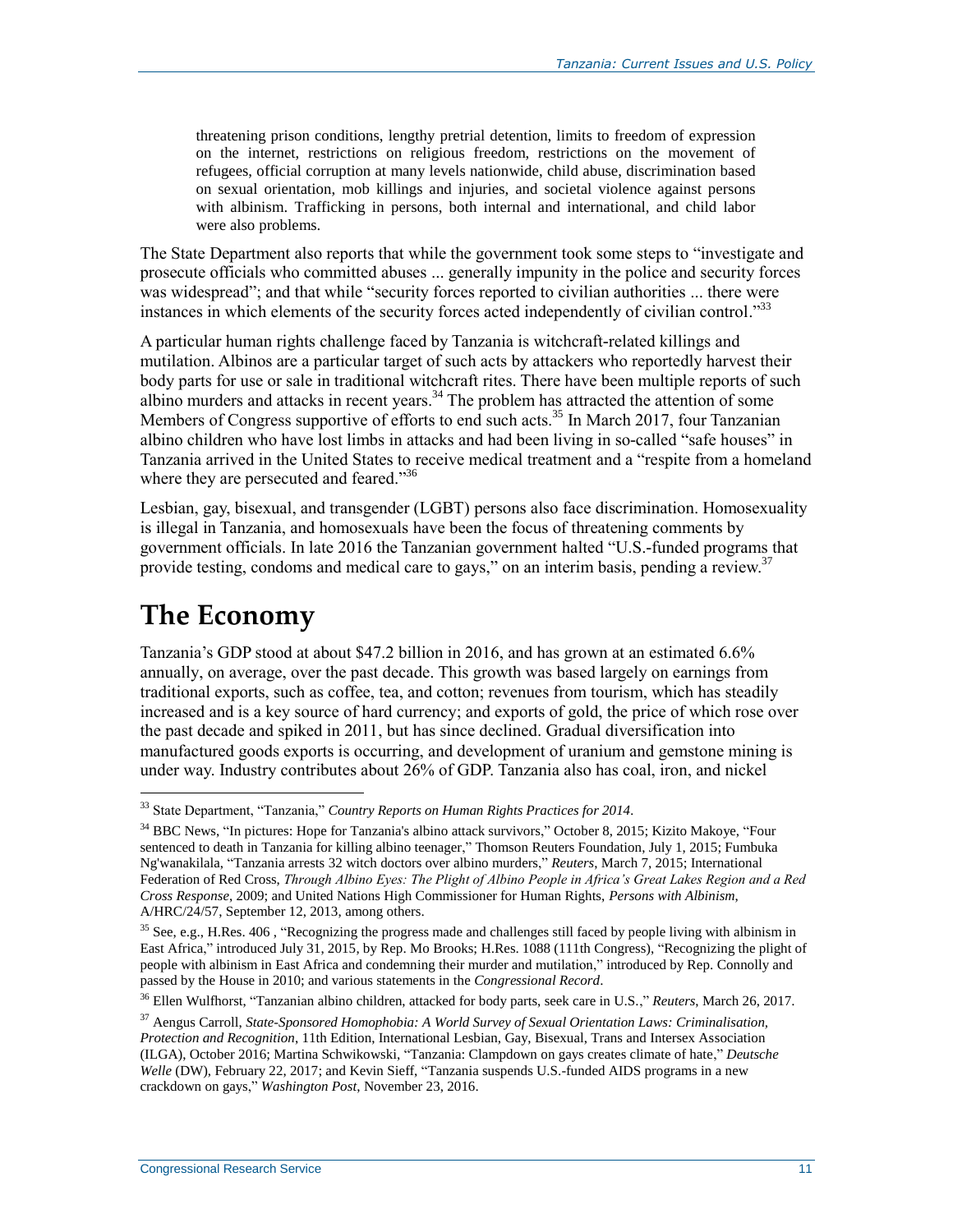> threatening prison conditions, lengthy pretrial detention, limits to freedom of expression on the internet, restrictions on religious freedom, restrictions on the movement of refugees, official corruption at many levels nationwide, child abuse, discrimination based on sexual orientation, mob killings and injuries, and societal violence against persons with albinism. Trafficking in persons, both internal and international, and child labor were also problems.

The State Department also reports that while the government took some steps to "investigate and prosecute officials who committed abuses ... generally impunity in the police and security forces was widespread"; and that while "security forces reported to civilian authorities ... there were instances in which elements of the security forces acted independently of civilian control."[33]

A particular human rights challenge faced by Tanzania is witchcraft-related killings and mutilation. Albinos are a particular target of such acts by attackers who reportedly harvest their body parts for use or sale in traditional witchcraft rites. There have been multiple reports of such albino murders and attacks in recent years.[34] The problem has attracted the attention of some Members of Congress supportive of efforts to end such acts.[35] In March 2017, four Tanzanian albino children who have lost limbs in attacks and had been living in so-called "safe houses" in Tanzania arrived in the United States to receive medical treatment and a "respite from a homeland where they are persecuted and feared."[36]

Lesbian, gay, bisexual, and transgender (LGBT) persons also face discrimination. Homosexuality is illegal in Tanzania, and homosexuals have been the focus of threatening comments by government officials. In late 2016 the Tanzanian government halted "U.S.-funded programs that provide testing, condoms and medical care to gays," on an interim basis, pending a review.[37]

# The Economy

Tanzania's GDP stood at about $47.2 billion in 2016, and has grown at an estimated 6.6% annually, on average, over the past decade. This growth was based largely on earnings from traditional exports, such as coffee, tea, and cotton; revenues from tourism, which has steadily increased and is a key source of hard currency; and exports of gold, the price of which rose over the past decade and spiked in 2011, but has since declined. Gradual diversification into manufactured goods exports is occurring, and development of uranium and gemstone mining is under way. Industry contributes about 26% of GDP. Tanzania also has coal, iron, and nickel

---

[33] State Department, "Tanzania," *Country Reports on Human Rights Practices for 2014*.

[34] BBC News, "In pictures: Hope for Tanzania's albino attack survivors," October 8, 2015; Kizito Makoye, "Four sentenced to death in Tanzania for killing albino teenager," Thomson Reuters Foundation, July 1, 2015; Fumbuka Ng'wanakilala, "Tanzania arrests 32 witch doctors over albino murders," *Reuters*, March 7, 2015; International Federation of Red Cross, *Through Albino Eyes: The Plight of Albino People in Africa's Great Lakes Region and a Red Cross Response*, 2009; and United Nations High Commissioner for Human Rights, *Persons with Albinism*, A/HRC/24/57, September 12, 2013, among others.

[35] See, e.g., H.Res. 406 , "Recognizing the progress made and challenges still faced by people living with albinism in East Africa," introduced July 31, 2015, by Rep. Mo Brooks; H.Res. 1088 (111th Congress), "Recognizing the plight of people with albinism in East Africa and condemning their murder and mutilation," introduced by Rep. Connolly and passed by the House in 2010; and various statements in the *Congressional Record*.

[36] Ellen Wulfhorst, "Tanzanian albino children, attacked for body parts, seek care in U.S.," *Reuters*, March 26, 2017.

[37] Aengus Carroll, *State-Sponsored Homophobia: A World Survey of Sexual Orientation Laws: Criminalisation, Protection and Recognition*, 11th Edition, International Lesbian, Gay, Bisexual, Trans and Intersex Association (ILGA), October 2016; Martina Schwikowski, "Tanzania: Clampdown on gays creates climate of hate," *Deutsche Welle* (DW), February 22, 2017; and Kevin Sieff, "Tanzania suspends U.S.-funded AIDS programs in a new crackdown on gays," *Washington Post*, November 23, 2016.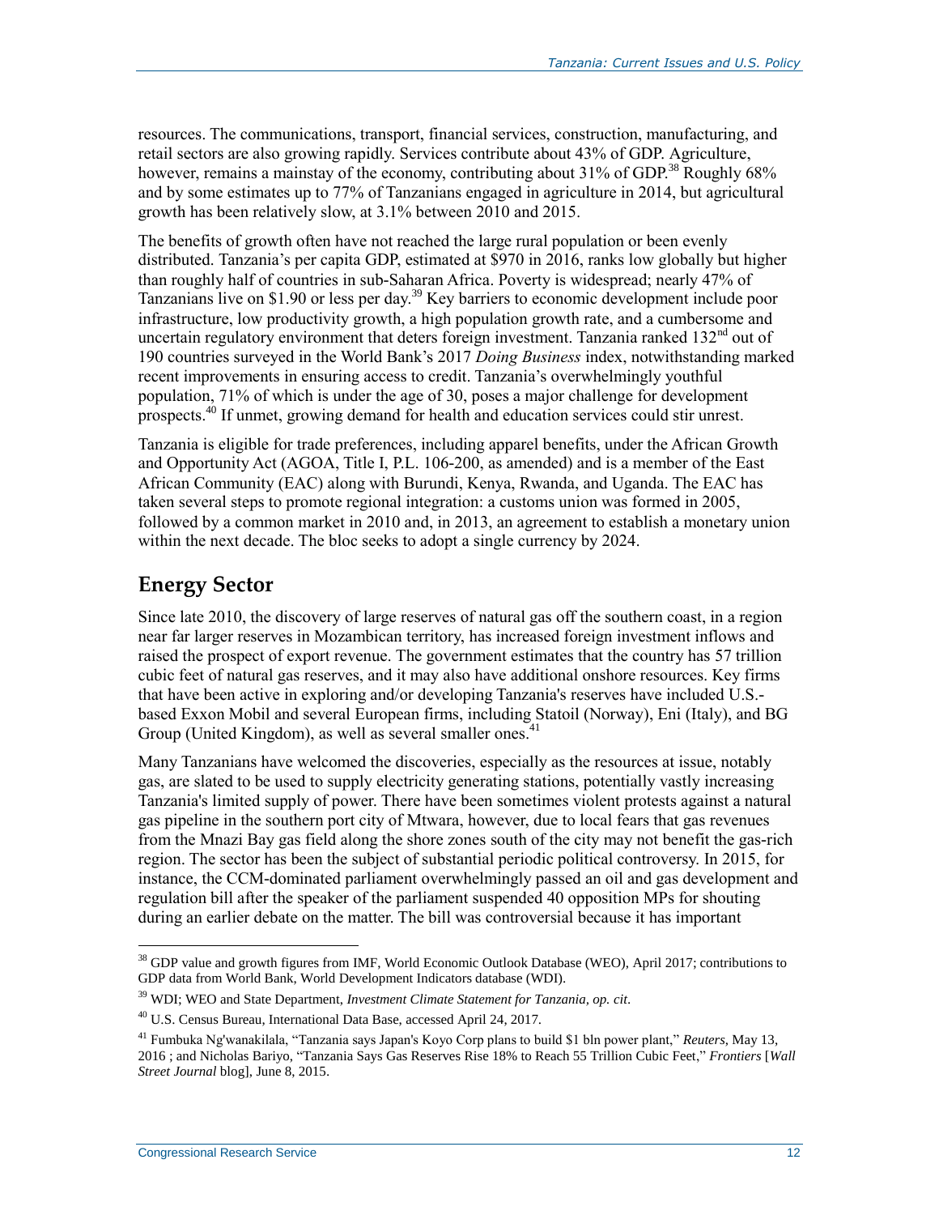resources. The communications, transport, financial services, construction, manufacturing, and retail sectors are also growing rapidly. Services contribute about 43% of GDP. Agriculture, however, remains a mainstay of the economy, contributing about 31% of GDP.[38] Roughly 68% and by some estimates up to 77% of Tanzanians engaged in agriculture in 2014, but agricultural growth has been relatively slow, at 3.1% between 2010 and 2015.

The benefits of growth often have not reached the large rural population or been evenly distributed. Tanzania's per capita GDP, estimated at $970 in 2016, ranks low globally but higher than roughly half of countries in sub-Saharan Africa. Poverty is widespread; nearly 47% of Tanzanians live on $1.90 or less per day.[39] Key barriers to economic development include poor infrastructure, low productivity growth, a high population growth rate, and a cumbersome and uncertain regulatory environment that deters foreign investment. Tanzania ranked 132nd out of 190 countries surveyed in the World Bank's 2017 *Doing Business* index, notwithstanding marked recent improvements in ensuring access to credit. Tanzania's overwhelmingly youthful population, 71% of which is under the age of 30, poses a major challenge for development prospects.[40] If unmet, growing demand for health and education services could stir unrest.

Tanzania is eligible for trade preferences, including apparel benefits, under the African Growth and Opportunity Act (AGOA, Title I, P.L. 106-200, as amended) and is a member of the East African Community (EAC) along with Burundi, Kenya, Rwanda, and Uganda. The EAC has taken several steps to promote regional integration: a customs union was formed in 2005, followed by a common market in 2010 and, in 2013, an agreement to establish a monetary union within the next decade. The bloc seeks to adopt a single currency by 2024.

## Energy Sector

Since late 2010, the discovery of large reserves of natural gas off the southern coast, in a region near far larger reserves in Mozambican territory, has increased foreign investment inflows and raised the prospect of export revenue. The government estimates that the country has 57 trillion cubic feet of natural gas reserves, and it may also have additional onshore resources. Key firms that have been active in exploring and/or developing Tanzania's reserves have included U.S.-based Exxon Mobil and several European firms, including Statoil (Norway), Eni (Italy), and BG Group (United Kingdom), as well as several smaller ones.[41]

Many Tanzanians have welcomed the discoveries, especially as the resources at issue, notably gas, are slated to be used to supply electricity generating stations, potentially vastly increasing Tanzania's limited supply of power. There have been sometimes violent protests against a natural gas pipeline in the southern port city of Mtwara, however, due to local fears that gas revenues from the Mnazi Bay gas field along the shore zones south of the city may not benefit the gas-rich region. The sector has been the subject of substantial periodic political controversy. In 2015, for instance, the CCM-dominated parliament overwhelmingly passed an oil and gas development and regulation bill after the speaker of the parliament suspended 40 opposition MPs for shouting during an earlier debate on the matter. The bill was controversial because it has important

---

[38] GDP value and growth figures from IMF, World Economic Outlook Database (WEO), April 2017; contributions to GDP data from World Bank, World Development Indicators database (WDI).

[39] WDI; WEO and State Department, *Investment Climate Statement for Tanzania, op. cit*.

[40] U.S. Census Bureau, International Data Base, accessed April 24, 2017.

[41] Fumbuka Ng'wanakilala, "Tanzania says Japan's Koyo Corp plans to build $1 bln power plant," *Reuters*, May 13, 2016 ; and Nicholas Bariyo, "Tanzania Says Gas Reserves Rise 18% to Reach 55 Trillion Cubic Feet," *Frontiers* [*Wall Street Journal* blog], June 8, 2015.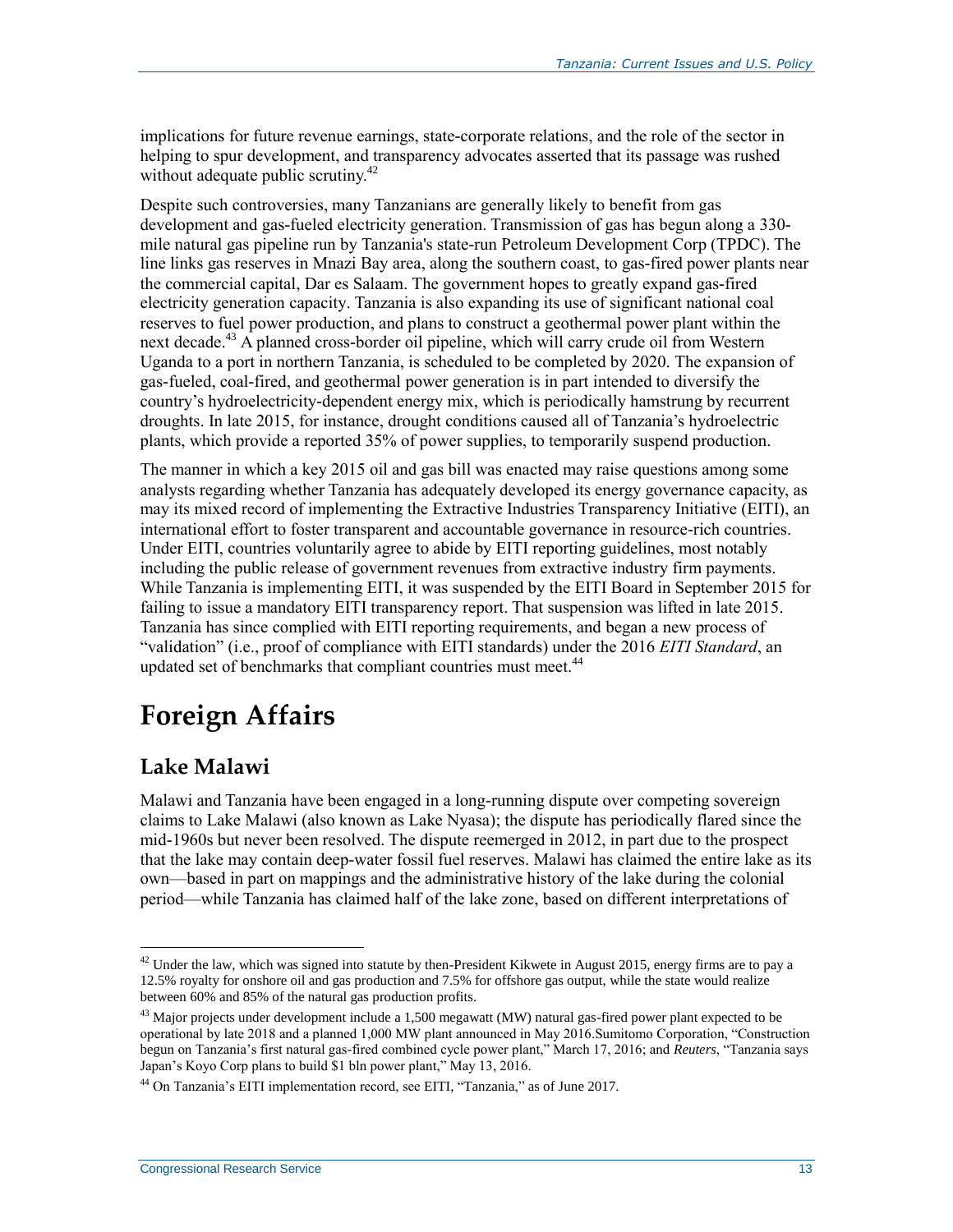implications for future revenue earnings, state-corporate relations, and the role of the sector in helping to spur development, and transparency advocates asserted that its passage was rushed without adequate public scrutiny.[42]

Despite such controversies, many Tanzanians are generally likely to benefit from gas development and gas-fueled electricity generation. Transmission of gas has begun along a 330-mile natural gas pipeline run by Tanzania's state-run Petroleum Development Corp (TPDC). The line links gas reserves in Mnazi Bay area, along the southern coast, to gas-fired power plants near the commercial capital, Dar es Salaam. The government hopes to greatly expand gas-fired electricity generation capacity. Tanzania is also expanding its use of significant national coal reserves to fuel power production, and plans to construct a geothermal power plant within the next decade.[43] A planned cross-border oil pipeline, which will carry crude oil from Western Uganda to a port in northern Tanzania, is scheduled to be completed by 2020. The expansion of gas-fueled, coal-fired, and geothermal power generation is in part intended to diversify the country's hydroelectricity-dependent energy mix, which is periodically hamstrung by recurrent droughts. In late 2015, for instance, drought conditions caused all of Tanzania's hydroelectric plants, which provide a reported 35% of power supplies, to temporarily suspend production.

The manner in which a key 2015 oil and gas bill was enacted may raise questions among some analysts regarding whether Tanzania has adequately developed its energy governance capacity, as may its mixed record of implementing the Extractive Industries Transparency Initiative (EITI), an international effort to foster transparent and accountable governance in resource-rich countries. Under EITI, countries voluntarily agree to abide by EITI reporting guidelines, most notably including the public release of government revenues from extractive industry firm payments. While Tanzania is implementing EITI, it was suspended by the EITI Board in September 2015 for failing to issue a mandatory EITI transparency report. That suspension was lifted in late 2015. Tanzania has since complied with EITI reporting requirements, and began a new process of "validation" (i.e., proof of compliance with EITI standards) under the 2016 *EITI Standard*, an updated set of benchmarks that compliant countries must meet.[44]

# Foreign Affairs

## Lake Malawi

Malawi and Tanzania have been engaged in a long-running dispute over competing sovereign claims to Lake Malawi (also known as Lake Nyasa); the dispute has periodically flared since the mid-1960s but never been resolved. The dispute reemerged in 2012, in part due to the prospect that the lake may contain deep-water fossil fuel reserves. Malawi has claimed the entire lake as its own—based in part on mappings and the administrative history of the lake during the colonial period—while Tanzania has claimed half of the lake zone, based on different interpretations of

---

[42] Under the law, which was signed into statute by then-President Kikwete in August 2015, energy firms are to pay a 12.5% royalty for onshore oil and gas production and 7.5% for offshore gas output, while the state would realize between 60% and 85% of the natural gas production profits.

[43] Major projects under development include a 1,500 megawatt (MW) natural gas-fired power plant expected to be operational by late 2018 and a planned 1,000 MW plant announced in May 2016.Sumitomo Corporation, "Construction begun on Tanzania's first natural gas-fired combined cycle power plant," March 17, 2016; and *Reuters*, "Tanzania says Japan's Koyo Corp plans to build $1 bln power plant," May 13, 2016.

[44] On Tanzania's EITI implementation record, see EITI, "Tanzania," as of June 2017.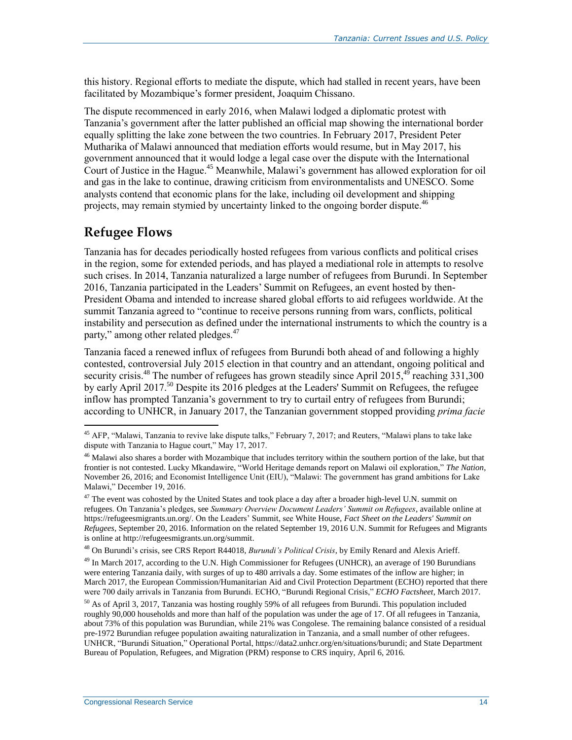this history. Regional efforts to mediate the dispute, which had stalled in recent years, have been facilitated by Mozambique's former president, Joaquim Chissano.

The dispute recommenced in early 2016, when Malawi lodged a diplomatic protest with Tanzania's government after the latter published an official map showing the international border equally splitting the lake zone between the two countries. In February 2017, President Peter Mutharika of Malawi announced that mediation efforts would resume, but in May 2017, his government announced that it would lodge a legal case over the dispute with the International Court of Justice in the Hague.[45] Meanwhile, Malawi's government has allowed exploration for oil and gas in the lake to continue, drawing criticism from environmentalists and UNESCO. Some analysts contend that economic plans for the lake, including oil development and shipping projects, may remain stymied by uncertainty linked to the ongoing border dispute.[46]

## Refugee Flows

Tanzania has for decades periodically hosted refugees from various conflicts and political crises in the region, some for extended periods, and has played a mediational role in attempts to resolve such crises. In 2014, Tanzania naturalized a large number of refugees from Burundi. In September 2016, Tanzania participated in the Leaders' Summit on Refugees, an event hosted by then-President Obama and intended to increase shared global efforts to aid refugees worldwide. At the summit Tanzania agreed to "continue to receive persons running from wars, conflicts, political instability and persecution as defined under the international instruments to which the country is a party," among other related pledges.[47]

Tanzania faced a renewed influx of refugees from Burundi both ahead of and following a highly contested, controversial July 2015 election in that country and an attendant, ongoing political and security crisis.[48] The number of refugees has grown steadily since April 2015,[49] reaching 331,300 by early April 2017.[50] Despite its 2016 pledges at the Leaders' Summit on Refugees, the refugee inflow has prompted Tanzania's government to try to curtail entry of refugees from Burundi; according to UNHCR, in January 2017, the Tanzanian government stopped providing *prima facie*

---

[45] AFP, "Malawi, Tanzania to revive lake dispute talks," February 7, 2017; and Reuters, "Malawi plans to take lake dispute with Tanzania to Hague court," May 17, 2017.

[46] Malawi also shares a border with Mozambique that includes territory within the southern portion of the lake, but that frontier is not contested. Lucky Mkandawire, "World Heritage demands report on Malawi oil exploration," *The Nation*, November 26, 2016; and Economist Intelligence Unit (EIU), "Malawi: The government has grand ambitions for Lake Malawi," December 19, 2016.

[47] The event was cohosted by the United States and took place a day after a broader high-level U.N. summit on refugees. On Tanzania's pledges, see *Summary Overview Document Leaders' Summit on Refugees*, available online at https://refugeesmigrants.un.org/. On the Leaders' Summit, see White House, *Fact Sheet on the Leaders' Summit on Refugees*, September 20, 2016. Information on the related September 19, 2016 U.N. Summit for Refugees and Migrants is online at http://refugeesmigrants.un.org/summit.

[48] On Burundi's crisis, see CRS Report R44018, *Burundi's Political Crisis*, by Emily Renard and Alexis Arieff.

[49] In March 2017, according to the U.N. High Commissioner for Refugees (UNHCR), an average of 190 Burundians were entering Tanzania daily, with surges of up to 480 arrivals a day. Some estimates of the inflow are higher; in March 2017, the European Commission/Humanitarian Aid and Civil Protection Department (ECHO) reported that there were 700 daily arrivals in Tanzania from Burundi. ECHO, "Burundi Regional Crisis," *ECHO Factsheet*, March 2017.

[50] As of April 3, 2017, Tanzania was hosting roughly 59% of all refugees from Burundi. This population included roughly 90,000 households and more than half of the population was under the age of 17. Of all refugees in Tanzania, about 73% of this population was Burundian, while 21% was Congolese. The remaining balance consisted of a residual pre-1972 Burundian refugee population awaiting naturalization in Tanzania, and a small number of other refugees. UNHCR, "Burundi Situation," Operational Portal, https://data2.unhcr.org/en/situations/burundi; and State Department Bureau of Population, Refugees, and Migration (PRM) response to CRS inquiry, April 6, 2016.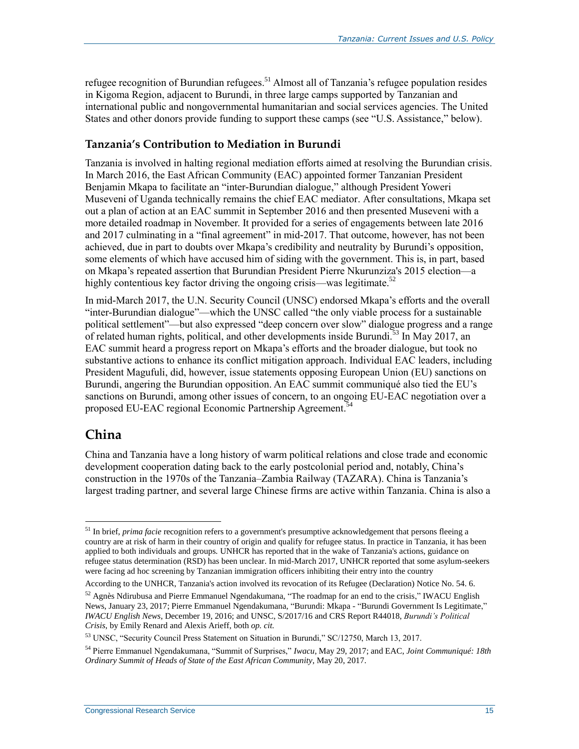refugee recognition of Burundian refugees.[51] Almost all of Tanzania's refugee population resides in Kigoma Region, adjacent to Burundi, in three large camps supported by Tanzanian and international public and nongovernmental humanitarian and social services agencies. The United States and other donors provide funding to support these camps (see "U.S. Assistance," below).

### Tanzania's Contribution to Mediation in Burundi

Tanzania is involved in halting regional mediation efforts aimed at resolving the Burundian crisis. In March 2016, the East African Community (EAC) appointed former Tanzanian President Benjamin Mkapa to facilitate an "inter-Burundian dialogue," although President Yoweri Museveni of Uganda technically remains the chief EAC mediator. After consultations, Mkapa set out a plan of action at an EAC summit in September 2016 and then presented Museveni with a more detailed roadmap in November. It provided for a series of engagements between late 2016 and 2017 culminating in a "final agreement" in mid-2017. That outcome, however, has not been achieved, due in part to doubts over Mkapa's credibility and neutrality by Burundi's opposition, some elements of which have accused him of siding with the government. This is, in part, based on Mkapa's repeated assertion that Burundian President Pierre Nkurunziza's 2015 election—a highly contentious key factor driving the ongoing crisis—was legitimate.[52]

In mid-March 2017, the U.N. Security Council (UNSC) endorsed Mkapa's efforts and the overall "inter-Burundian dialogue"—which the UNSC called "the only viable process for a sustainable political settlement"—but also expressed "deep concern over slow" dialogue progress and a range of related human rights, political, and other developments inside Burundi.[53] In May 2017, an EAC summit heard a progress report on Mkapa's efforts and the broader dialogue, but took no substantive actions to enhance its conflict mitigation approach. Individual EAC leaders, including President Magufuli, did, however, issue statements opposing European Union (EU) sanctions on Burundi, angering the Burundian opposition. An EAC summit communiqué also tied the EU's sanctions on Burundi, among other issues of concern, to an ongoing EU-EAC negotiation over a proposed EU-EAC regional Economic Partnership Agreement.[54]

## China

China and Tanzania have a long history of warm political relations and close trade and economic development cooperation dating back to the early postcolonial period and, notably, China's construction in the 1970s of the Tanzania–Zambia Railway (TAZARA). China is Tanzania's largest trading partner, and several large Chinese firms are active within Tanzania. China is also a

---

[51] In brief, *prima facie* recognition refers to a government's presumptive acknowledgement that persons fleeing a country are at risk of harm in their country of origin and qualify for refugee status. In practice in Tanzania, it has been applied to both individuals and groups. UNHCR has reported that in the wake of Tanzania's actions, guidance on refugee status determination (RSD) has been unclear. In mid-March 2017, UNHCR reported that some asylum-seekers were facing ad hoc screening by Tanzanian immigration officers inhibiting their entry into the country

According to the UNHCR, Tanzania's action involved its revocation of its Refugee (Declaration) Notice No. 54. 6.

[52] Agnès Ndirubusa and Pierre Emmanuel Ngendakumana, "The roadmap for an end to the crisis," IWACU English News, January 23, 2017; Pierre Emmanuel Ngendakumana, "Burundi: Mkapa - "Burundi Government Is Legitimate," *IWACU English News*, December 19, 2016; and UNSC, S/2017/16 and CRS Report R44018, *Burundi's Political Crisis*, by Emily Renard and Alexis Arieff, both *op. cit.*

[53] UNSC, "Security Council Press Statement on Situation in Burundi," SC/12750, March 13, 2017.

[54] Pierre Emmanuel Ngendakumana, "Summit of Surprises," *Iwacu*, May 29, 2017; and EAC, *Joint Communiqué: 18th Ordinary Summit of Heads of State of the East African Community*, May 20, 2017.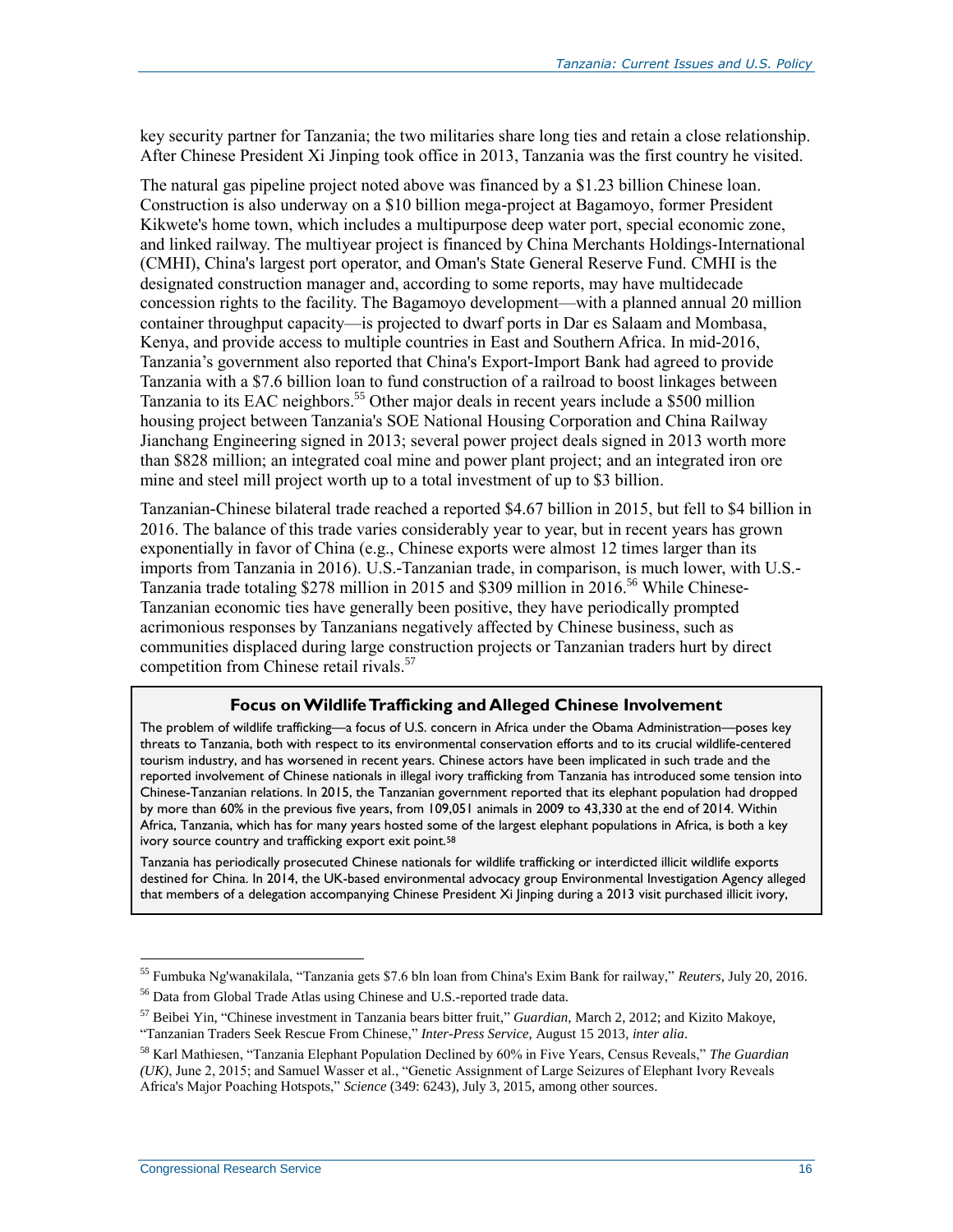key security partner for Tanzania; the two militaries share long ties and retain a close relationship. After Chinese President Xi Jinping took office in 2013, Tanzania was the first country he visited.

The natural gas pipeline project noted above was financed by a $1.23 billion Chinese loan. Construction is also underway on a $10 billion mega-project at Bagamoyo, former President Kikwete's home town, which includes a multipurpose deep water port, special economic zone, and linked railway. The multiyear project is financed by China Merchants Holdings-International (CMHI), China's largest port operator, and Oman's State General Reserve Fund. CMHI is the designated construction manager and, according to some reports, may have multidecade concession rights to the facility. The Bagamoyo development—with a planned annual 20 million container throughput capacity—is projected to dwarf ports in Dar es Salaam and Mombasa, Kenya, and provide access to multiple countries in East and Southern Africa. In mid-2016, Tanzania's government also reported that China's Export-Import Bank had agreed to provide Tanzania with a $7.6 billion loan to fund construction of a railroad to boost linkages between Tanzania to its EAC neighbors.[55] Other major deals in recent years include a $500 million housing project between Tanzania's SOE National Housing Corporation and China Railway Jianchang Engineering signed in 2013; several power project deals signed in 2013 worth more than $828 million; an integrated coal mine and power plant project; and an integrated iron ore mine and steel mill project worth up to a total investment of up to $3 billion.

Tanzanian-Chinese bilateral trade reached a reported $4.67 billion in 2015, but fell to $4 billion in 2016. The balance of this trade varies considerably year to year, but in recent years has grown exponentially in favor of China (e.g., Chinese exports were almost 12 times larger than its imports from Tanzania in 2016). U.S.-Tanzanian trade, in comparison, is much lower, with U.S.-Tanzania trade totaling $278 million in 2015 and $309 million in 2016.[56] While Chinese-Tanzanian economic ties have generally been positive, they have periodically prompted acrimonious responses by Tanzanians negatively affected by Chinese business, such as communities displaced during large construction projects or Tanzanian traders hurt by direct competition from Chinese retail rivals.[57]

### Focus on Wildlife Trafficking and Alleged Chinese Involvement

The problem of wildlife trafficking—a focus of U.S. concern in Africa under the Obama Administration—poses key threats to Tanzania, both with respect to its environmental conservation efforts and to its crucial wildlife-centered tourism industry, and has worsened in recent years. Chinese actors have been implicated in such trade and the reported involvement of Chinese nationals in illegal ivory trafficking from Tanzania has introduced some tension into Chinese-Tanzanian relations. In 2015, the Tanzanian government reported that its elephant population had dropped by more than 60% in the previous five years, from 109,051 animals in 2009 to 43,330 at the end of 2014. Within Africa, Tanzania, which has for many years hosted some of the largest elephant populations in Africa, is both a key ivory source country and trafficking export exit point.[58]

Tanzania has periodically prosecuted Chinese nationals for wildlife trafficking or interdicted illicit wildlife exports destined for China. In 2014, the UK-based environmental advocacy group Environmental Investigation Agency alleged that members of a delegation accompanying Chinese President Xi Jinping during a 2013 visit purchased illicit ivory,

---

[55] Fumbuka Ng'wanakilala, "Tanzania gets $7.6 bln loan from China's Exim Bank for railway," *Reuters*, July 20, 2016.

[56] Data from Global Trade Atlas using Chinese and U.S.-reported trade data.

[57] Beibei Yin, "Chinese investment in Tanzania bears bitter fruit," *Guardian*, March 2, 2012; and Kizito Makoye, "Tanzanian Traders Seek Rescue From Chinese," *Inter-Press Service,* August 15 2013, *inter alia*.

[58] Karl Mathiesen, "Tanzania Elephant Population Declined by 60% in Five Years, Census Reveals," *The Guardian (UK)*, June 2, 2015; and Samuel Wasser et al., "Genetic Assignment of Large Seizures of Elephant Ivory Reveals Africa's Major Poaching Hotspots," *Science* (349: 6243), July 3, 2015, among other sources.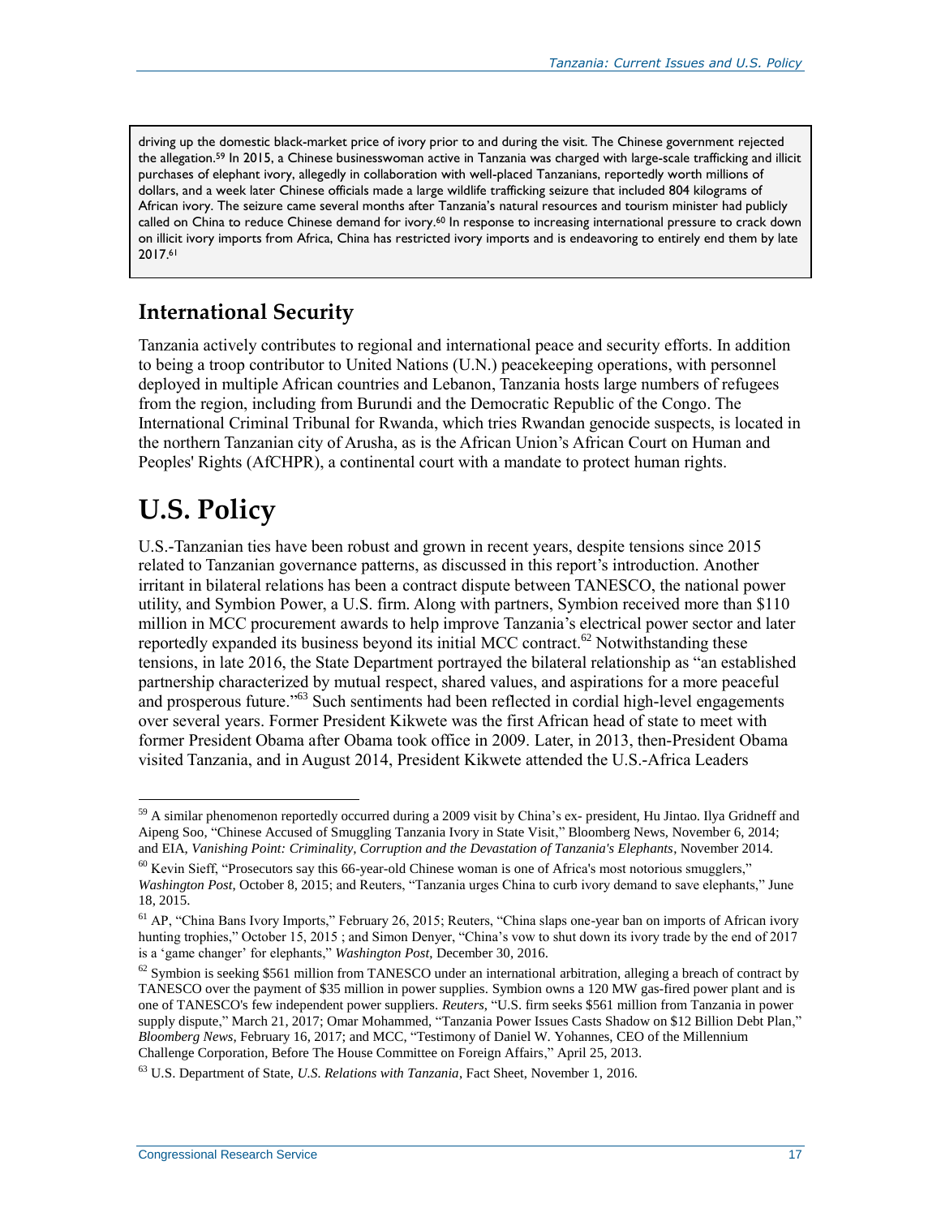driving up the domestic black-market price of ivory prior to and during the visit. The Chinese government rejected the allegation.[59] In 2015, a Chinese businesswoman active in Tanzania was charged with large-scale trafficking and illicit purchases of elephant ivory, allegedly in collaboration with well-placed Tanzanians, reportedly worth millions of dollars, and a week later Chinese officials made a large wildlife trafficking seizure that included 804 kilograms of African ivory. The seizure came several months after Tanzania's natural resources and tourism minister had publicly called on China to reduce Chinese demand for ivory.[60] In response to increasing international pressure to crack down on illicit ivory imports from Africa, China has restricted ivory imports and is endeavoring to entirely end them by late 2017.[61]

## International Security

Tanzania actively contributes to regional and international peace and security efforts. In addition to being a troop contributor to United Nations (U.N.) peacekeeping operations, with personnel deployed in multiple African countries and Lebanon, Tanzania hosts large numbers of refugees from the region, including from Burundi and the Democratic Republic of the Congo. The International Criminal Tribunal for Rwanda, which tries Rwandan genocide suspects, is located in the northern Tanzanian city of Arusha, as is the African Union's African Court on Human and Peoples' Rights (AfCHPR), a continental court with a mandate to protect human rights.

# U.S. Policy

U.S.-Tanzanian ties have been robust and grown in recent years, despite tensions since 2015 related to Tanzanian governance patterns, as discussed in this report's introduction. Another irritant in bilateral relations has been a contract dispute between TANESCO, the national power utility, and Symbion Power, a U.S. firm. Along with partners, Symbion received more than $110 million in MCC procurement awards to help improve Tanzania's electrical power sector and later reportedly expanded its business beyond its initial MCC contract.[62] Notwithstanding these tensions, in late 2016, the State Department portrayed the bilateral relationship as "an established partnership characterized by mutual respect, shared values, and aspirations for a more peaceful and prosperous future."[63] Such sentiments had been reflected in cordial high-level engagements over several years. Former President Kikwete was the first African head of state to meet with former President Obama after Obama took office in 2009. Later, in 2013, then-President Obama visited Tanzania, and in August 2014, President Kikwete attended the U.S.-Africa Leaders

---

[59] A similar phenomenon reportedly occurred during a 2009 visit by China's ex- president, Hu Jintao. Ilya Gridneff and Aipeng Soo, "Chinese Accused of Smuggling Tanzania Ivory in State Visit," Bloomberg News, November 6, 2014; and EIA, *Vanishing Point: Criminality, Corruption and the Devastation of Tanzania's Elephants*, November 2014.

[60] Kevin Sieff, "Prosecutors say this 66-year-old Chinese woman is one of Africa's most notorious smugglers," *Washington Post*, October 8, 2015; and Reuters, "Tanzania urges China to curb ivory demand to save elephants," June 18, 2015.

[61] AP, "China Bans Ivory Imports," February 26, 2015; Reuters, "China slaps one-year ban on imports of African ivory hunting trophies," October 15, 2015 ; and Simon Denyer, "China's vow to shut down its ivory trade by the end of 2017 is a 'game changer' for elephants," *Washington Post*, December 30, 2016.

[62] Symbion is seeking $561 million from TANESCO under an international arbitration, alleging a breach of contract by TANESCO over the payment of $35 million in power supplies. Symbion owns a 120 MW gas-fired power plant and is one of TANESCO's few independent power suppliers. *Reuters*, "U.S. firm seeks $561 million from Tanzania in power supply dispute," March 21, 2017; Omar Mohammed, "Tanzania Power Issues Casts Shadow on $12 Billion Debt Plan," *Bloomberg News*, February 16, 2017; and MCC, "Testimony of Daniel W. Yohannes, CEO of the Millennium Challenge Corporation, Before The House Committee on Foreign Affairs," April 25, 2013.

[63] U.S. Department of State, *U.S. Relations with Tanzania*, Fact Sheet, November 1, 2016.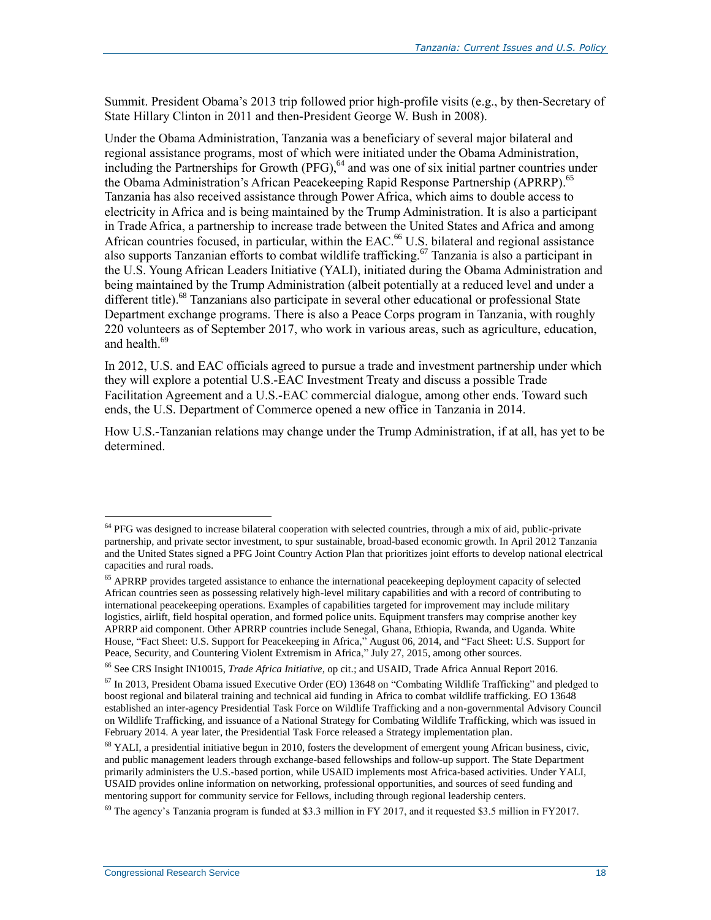Summit. President Obama's 2013 trip followed prior high-profile visits (e.g., by then-Secretary of State Hillary Clinton in 2011 and then-President George W. Bush in 2008).

Under the Obama Administration, Tanzania was a beneficiary of several major bilateral and regional assistance programs, most of which were initiated under the Obama Administration, including the Partnerships for Growth (PFG),[64] and was one of six initial partner countries under the Obama Administration's African Peacekeeping Rapid Response Partnership (APRRP).[65] Tanzania has also received assistance through Power Africa, which aims to double access to electricity in Africa and is being maintained by the Trump Administration. It is also a participant in Trade Africa, a partnership to increase trade between the United States and Africa and among African countries focused, in particular, within the EAC.[66] U.S. bilateral and regional assistance also supports Tanzanian efforts to combat wildlife trafficking.[67] Tanzania is also a participant in the U.S. Young African Leaders Initiative (YALI), initiated during the Obama Administration and being maintained by the Trump Administration (albeit potentially at a reduced level and under a different title).[68] Tanzanians also participate in several other educational or professional State Department exchange programs. There is also a Peace Corps program in Tanzania, with roughly 220 volunteers as of September 2017, who work in various areas, such as agriculture, education, and health.[69]

In 2012, U.S. and EAC officials agreed to pursue a trade and investment partnership under which they will explore a potential U.S.-EAC Investment Treaty and discuss a possible Trade Facilitation Agreement and a U.S.-EAC commercial dialogue, among other ends. Toward such ends, the U.S. Department of Commerce opened a new office in Tanzania in 2014.

How U.S.-Tanzanian relations may change under the Trump Administration, if at all, has yet to be determined.

---

[64] PFG was designed to increase bilateral cooperation with selected countries, through a mix of aid, public-private partnership, and private sector investment, to spur sustainable, broad-based economic growth. In April 2012 Tanzania and the United States signed a PFG Joint Country Action Plan that prioritizes joint efforts to develop national electrical capacities and rural roads.

[65] APRRP provides targeted assistance to enhance the international peacekeeping deployment capacity of selected African countries seen as possessing relatively high-level military capabilities and with a record of contributing to international peacekeeping operations. Examples of capabilities targeted for improvement may include military logistics, airlift, field hospital operation, and formed police units. Equipment transfers may comprise another key APRRP aid component. Other APRRP countries include Senegal, Ghana, Ethiopia, Rwanda, and Uganda. White House, "Fact Sheet: U.S. Support for Peacekeeping in Africa," August 06, 2014, and "Fact Sheet: U.S. Support for Peace, Security, and Countering Violent Extremism in Africa," July 27, 2015, among other sources.

[66] See CRS Insight IN10015, *Trade Africa Initiative*, op cit.; and USAID, Trade Africa Annual Report 2016.

[67] In 2013, President Obama issued Executive Order (EO) 13648 on "Combating Wildlife Trafficking" and pledged to boost regional and bilateral training and technical aid funding in Africa to combat wildlife trafficking. EO 13648 established an inter-agency Presidential Task Force on Wildlife Trafficking and a non-governmental Advisory Council on Wildlife Trafficking, and issuance of a National Strategy for Combating Wildlife Trafficking, which was issued in February 2014. A year later, the Presidential Task Force released a Strategy implementation plan.

[68] YALI, a presidential initiative begun in 2010, fosters the development of emergent young African business, civic, and public management leaders through exchange-based fellowships and follow-up support. The State Department primarily administers the U.S.-based portion, while USAID implements most Africa-based activities. Under YALI, USAID provides online information on networking, professional opportunities, and sources of seed funding and mentoring support for community service for Fellows, including through regional leadership centers.

[69] The agency's Tanzania program is funded at $3.3 million in FY 2017, and it requested $3.5 million in FY2017.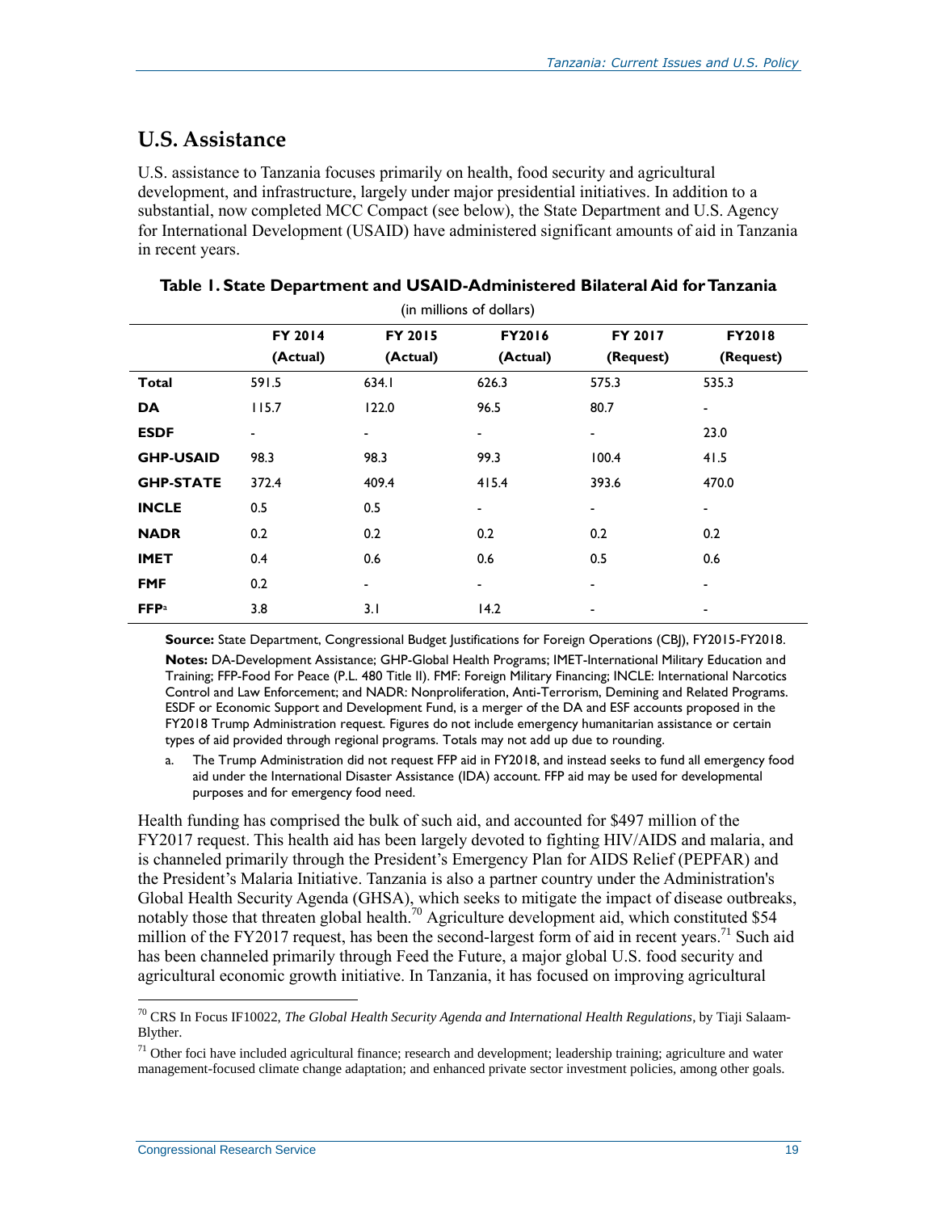## U.S. Assistance

U.S. assistance to Tanzania focuses primarily on health, food security and agricultural development, and infrastructure, largely under major presidential initiatives. In addition to a substantial, now completed MCC Compact (see below), the State Department and U.S. Agency for International Development (USAID) have administered significant amounts of aid in Tanzania in recent years.

**Table 1. State Department and USAID-Administered Bilateral Aid for Tanzania**

(in millions of dollars)

| | FY 2014 (Actual) | FY 2015 (Actual) | FY2016 (Actual) | FY 2017 (Request) | FY2018 (Request) |
|---|---|---|---|---|---|
| **Total** | 591.5 | 634.1 | 626.3 | 575.3 | 535.3 |
| **DA** | 115.7 | 122.0 | 96.5 | 80.7 | - |
| **ESDF** | - | - | - | - | 23.0 |
| **GHP-USAID** | 98.3 | 98.3 | 99.3 | 100.4 | 41.5 |
| **GHP-STATE** | 372.4 | 409.4 | 415.4 | 393.6 | 470.0 |
| **INCLE** | 0.5 | 0.5 | - | - | - |
| **NADR** | 0.2 | 0.2 | 0.2 | 0.2 | 0.2 |
| **IMET** | 0.4 | 0.6 | 0.6 | 0.5 | 0.6 |
| **FMF** | 0.2 | - | - | - | - |
| **FFP**[a] | 3.8 | 3.1 | 14.2 | - | - |

**Source:** State Department, Congressional Budget Justifications for Foreign Operations (CBJ), FY2015-FY2018.

**Notes:** DA-Development Assistance; GHP-Global Health Programs; IMET-International Military Education and Training; FFP-Food For Peace (P.L. 480 Title II). FMF: Foreign Military Financing; INCLE: International Narcotics Control and Law Enforcement; and NADR: Nonproliferation, Anti-Terrorism, Demining and Related Programs. ESDF or Economic Support and Development Fund, is a merger of the DA and ESF accounts proposed in the FY2018 Trump Administration request. Figures do not include emergency humanitarian assistance or certain types of aid provided through regional programs. Totals may not add up due to rounding.

a. The Trump Administration did not request FFP aid in FY2018, and instead seeks to fund all emergency food aid under the International Disaster Assistance (IDA) account. FFP aid may be used for developmental purposes and for emergency food need.

Health funding has comprised the bulk of such aid, and accounted for $497 million of the FY2017 request. This health aid has been largely devoted to fighting HIV/AIDS and malaria, and is channeled primarily through the President's Emergency Plan for AIDS Relief (PEPFAR) and the President's Malaria Initiative. Tanzania is also a partner country under the Administration's Global Health Security Agenda (GHSA), which seeks to mitigate the impact of disease outbreaks, notably those that threaten global health.[70] Agriculture development aid, which constituted $54 million of the FY2017 request, has been the second-largest form of aid in recent years.[71] Such aid has been channeled primarily through Feed the Future, a major global U.S. food security and agricultural economic growth initiative. In Tanzania, it has focused on improving agricultural

[70] CRS In Focus IF10022, *The Global Health Security Agenda and International Health Regulations*, by Tiaji Salaam-Blyther.

[71] Other foci have included agricultural finance; research and development; leadership training; agriculture and water management-focused climate change adaptation; and enhanced private sector investment policies, among other goals.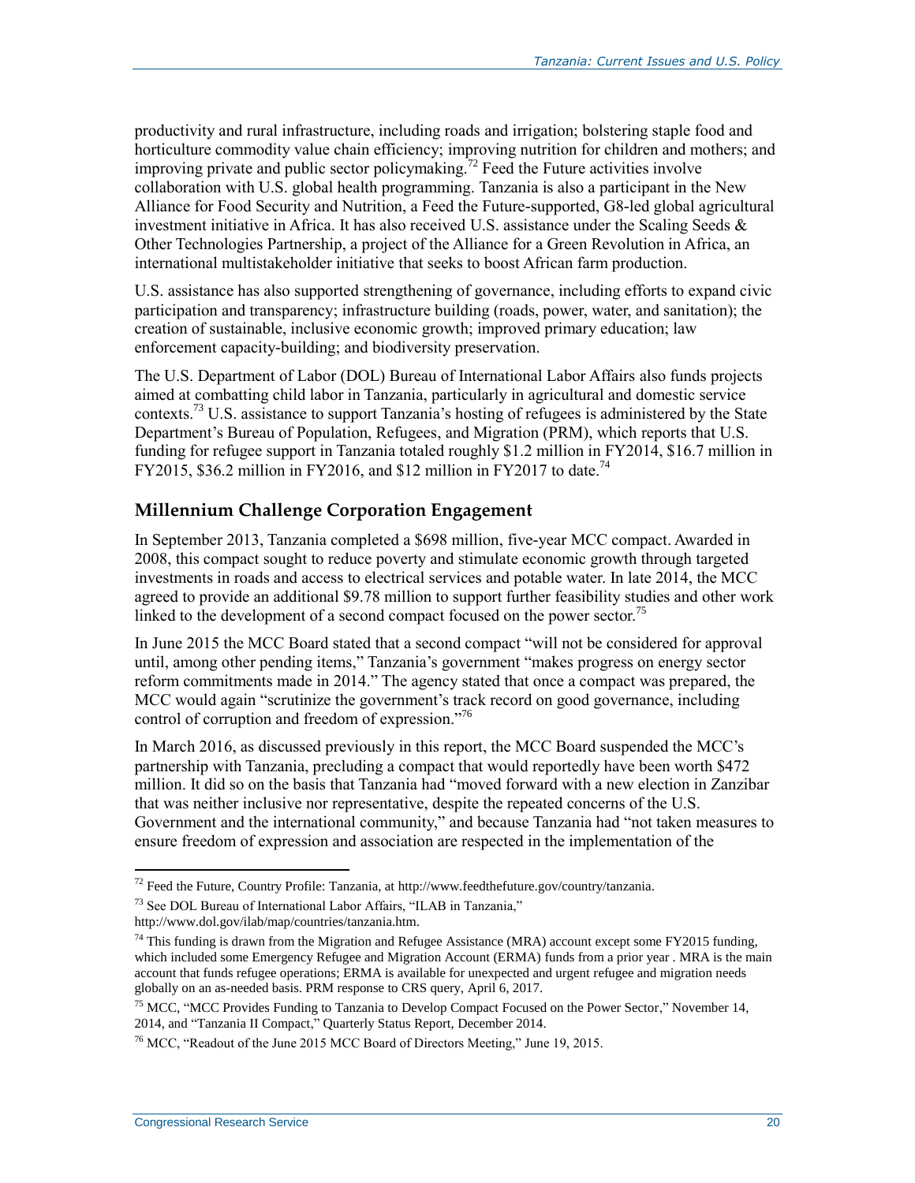productivity and rural infrastructure, including roads and irrigation; bolstering staple food and horticulture commodity value chain efficiency; improving nutrition for children and mothers; and improving private and public sector policymaking.[72] Feed the Future activities involve collaboration with U.S. global health programming. Tanzania is also a participant in the New Alliance for Food Security and Nutrition, a Feed the Future-supported, G8-led global agricultural investment initiative in Africa. It has also received U.S. assistance under the Scaling Seeds & Other Technologies Partnership, a project of the Alliance for a Green Revolution in Africa, an international multistakeholder initiative that seeks to boost African farm production.

U.S. assistance has also supported strengthening of governance, including efforts to expand civic participation and transparency; infrastructure building (roads, power, water, and sanitation); the creation of sustainable, inclusive economic growth; improved primary education; law enforcement capacity-building; and biodiversity preservation.

The U.S. Department of Labor (DOL) Bureau of International Labor Affairs also funds projects aimed at combatting child labor in Tanzania, particularly in agricultural and domestic service contexts.[73] U.S. assistance to support Tanzania's hosting of refugees is administered by the State Department's Bureau of Population, Refugees, and Migration (PRM), which reports that U.S. funding for refugee support in Tanzania totaled roughly $1.2 million in FY2014, $16.7 million in FY2015, $36.2 million in FY2016, and $12 million in FY2017 to date.[74]

## Millennium Challenge Corporation Engagement

In September 2013, Tanzania completed a $698 million, five-year MCC compact. Awarded in 2008, this compact sought to reduce poverty and stimulate economic growth through targeted investments in roads and access to electrical services and potable water. In late 2014, the MCC agreed to provide an additional $9.78 million to support further feasibility studies and other work linked to the development of a second compact focused on the power sector.[75]

In June 2015 the MCC Board stated that a second compact "will not be considered for approval until, among other pending items," Tanzania's government "makes progress on energy sector reform commitments made in 2014." The agency stated that once a compact was prepared, the MCC would again "scrutinize the government's track record on good governance, including control of corruption and freedom of expression."[76]

In March 2016, as discussed previously in this report, the MCC Board suspended the MCC's partnership with Tanzania, precluding a compact that would reportedly have been worth $472 million. It did so on the basis that Tanzania had "moved forward with a new election in Zanzibar that was neither inclusive nor representative, despite the repeated concerns of the U.S. Government and the international community," and because Tanzania had "not taken measures to ensure freedom of expression and association are respected in the implementation of the

---

[72] Feed the Future, Country Profile: Tanzania, at http://www.feedthefuture.gov/country/tanzania.

[73] See DOL Bureau of International Labor Affairs, "ILAB in Tanzania," http://www.dol.gov/ilab/map/countries/tanzania.htm.

[74] This funding is drawn from the Migration and Refugee Assistance (MRA) account except some FY2015 funding, which included some Emergency Refugee and Migration Account (ERMA) funds from a prior year . MRA is the main account that funds refugee operations; ERMA is available for unexpected and urgent refugee and migration needs globally on an as-needed basis. PRM response to CRS query, April 6, 2017.

[75] MCC, "MCC Provides Funding to Tanzania to Develop Compact Focused on the Power Sector," November 14, 2014, and "Tanzania II Compact," Quarterly Status Report, December 2014.

[76] MCC, "Readout of the June 2015 MCC Board of Directors Meeting," June 19, 2015.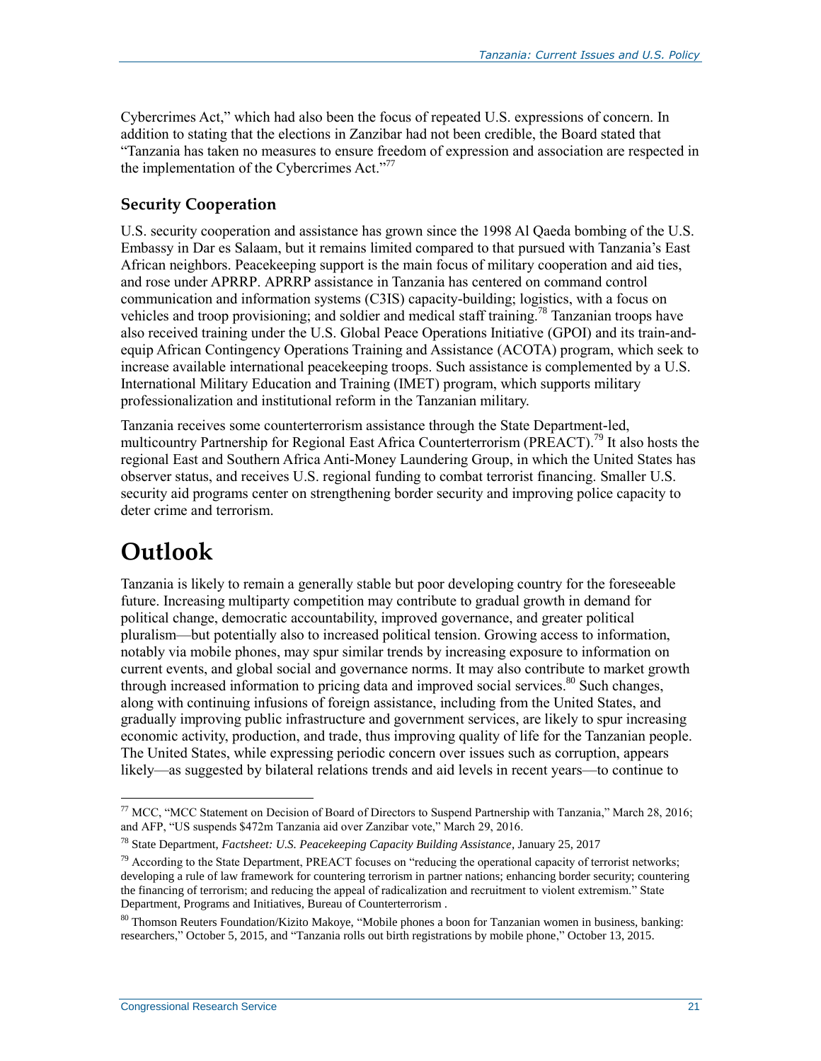Cybercrimes Act," which had also been the focus of repeated U.S. expressions of concern. In addition to stating that the elections in Zanzibar had not been credible, the Board stated that "Tanzania has taken no measures to ensure freedom of expression and association are respected in the implementation of the Cybercrimes Act."[77]

### Security Cooperation

U.S. security cooperation and assistance has grown since the 1998 Al Qaeda bombing of the U.S. Embassy in Dar es Salaam, but it remains limited compared to that pursued with Tanzania's East African neighbors. Peacekeeping support is the main focus of military cooperation and aid ties, and rose under APRRP. APRRP assistance in Tanzania has centered on command control communication and information systems (C3IS) capacity-building; logistics, with a focus on vehicles and troop provisioning; and soldier and medical staff training.[78] Tanzanian troops have also received training under the U.S. Global Peace Operations Initiative (GPOI) and its train-and-equip African Contingency Operations Training and Assistance (ACOTA) program, which seek to increase available international peacekeeping troops. Such assistance is complemented by a U.S. International Military Education and Training (IMET) program, which supports military professionalization and institutional reform in the Tanzanian military.

Tanzania receives some counterterrorism assistance through the State Department-led, multicountry Partnership for Regional East Africa Counterterrorism (PREACT).[79] It also hosts the regional East and Southern Africa Anti-Money Laundering Group, in which the United States has observer status, and receives U.S. regional funding to combat terrorist financing. Smaller U.S. security aid programs center on strengthening border security and improving police capacity to deter crime and terrorism.

# Outlook

Tanzania is likely to remain a generally stable but poor developing country for the foreseeable future. Increasing multiparty competition may contribute to gradual growth in demand for political change, democratic accountability, improved governance, and greater political pluralism—but potentially also to increased political tension. Growing access to information, notably via mobile phones, may spur similar trends by increasing exposure to information on current events, and global social and governance norms. It may also contribute to market growth through increased information to pricing data and improved social services.[80] Such changes, along with continuing infusions of foreign assistance, including from the United States, and gradually improving public infrastructure and government services, are likely to spur increasing economic activity, production, and trade, thus improving quality of life for the Tanzanian people. The United States, while expressing periodic concern over issues such as corruption, appears likely—as suggested by bilateral relations trends and aid levels in recent years—to continue to

---

[77] MCC, "MCC Statement on Decision of Board of Directors to Suspend Partnership with Tanzania," March 28, 2016; and AFP, "US suspends $472m Tanzania aid over Zanzibar vote," March 29, 2016.

[78] State Department, *Factsheet: U.S. Peacekeeping Capacity Building Assistance*, January 25, 2017

[79] According to the State Department, PREACT focuses on "reducing the operational capacity of terrorist networks; developing a rule of law framework for countering terrorism in partner nations; enhancing border security; countering the financing of terrorism; and reducing the appeal of radicalization and recruitment to violent extremism." State Department, Programs and Initiatives, Bureau of Counterterrorism .

[80] Thomson Reuters Foundation/Kizito Makoye, "Mobile phones a boon for Tanzanian women in business, banking: researchers," October 5, 2015, and "Tanzania rolls out birth registrations by mobile phone," October 13, 2015.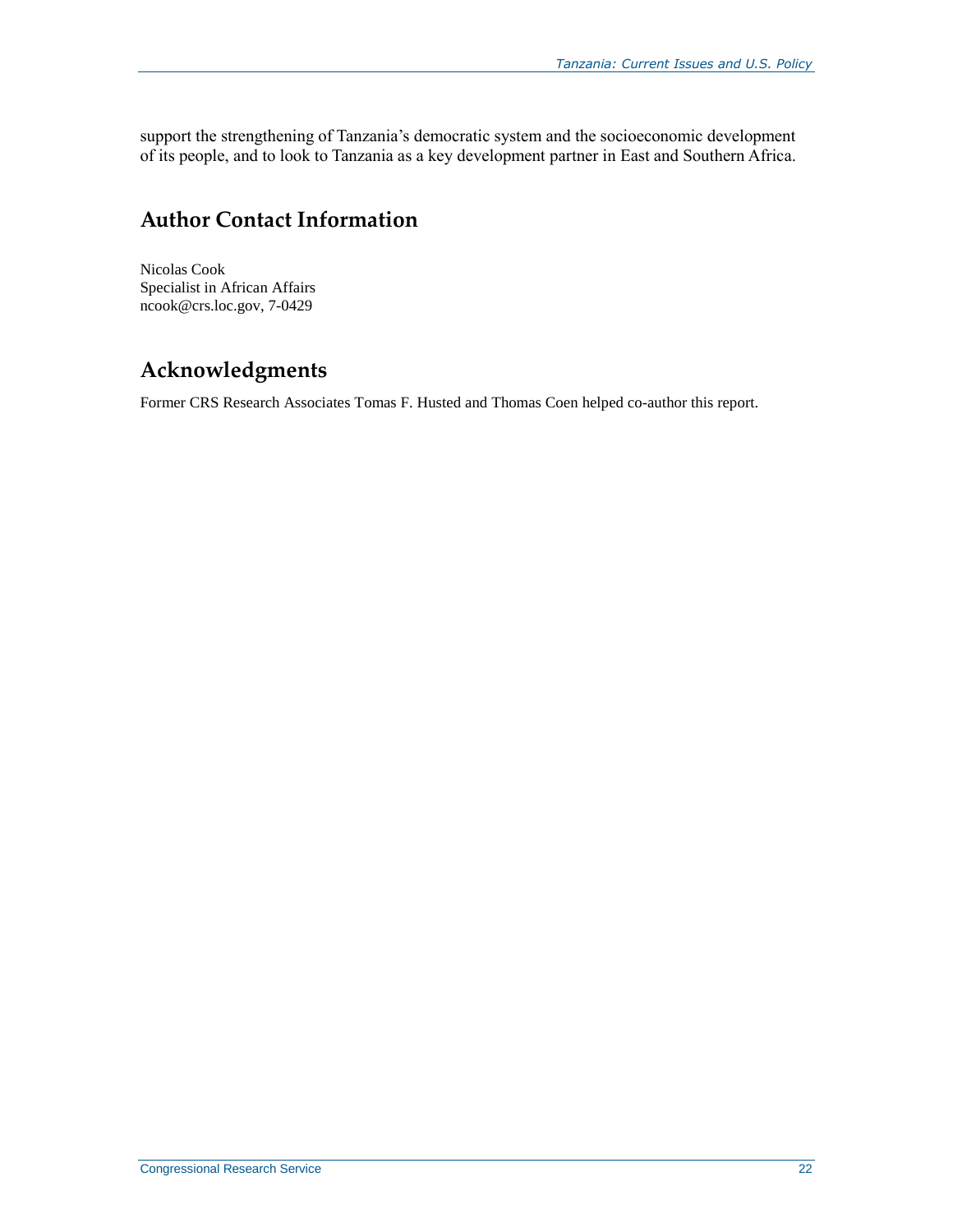support the strengthening of Tanzania's democratic system and the socioeconomic development of its people, and to look to Tanzania as a key development partner in East and Southern Africa.

## Author Contact Information

Nicolas Cook
Specialist in African Affairs
ncook@crs.loc.gov, 7-0429

## Acknowledgments

Former CRS Research Associates Tomas F. Husted and Thomas Coen helped co-author this report.